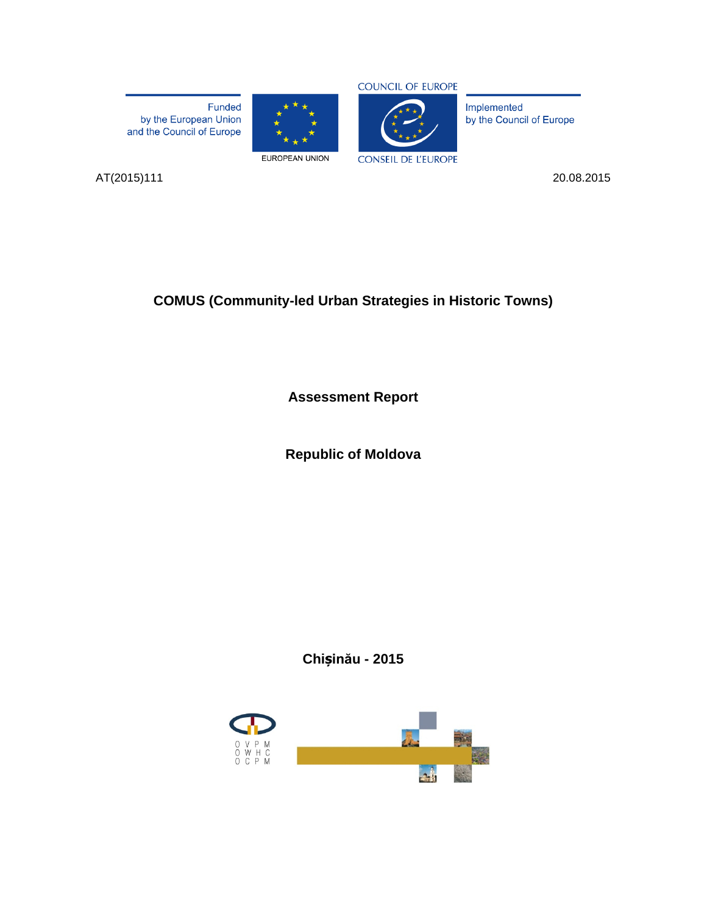Funded by the European Union and the Council of Europe

EUROPEAN UNION

COUNCIL OF EUROPE

CONSEIL DE L'EUROPE

Implemented by the Council of Europe

AT(2015)111

20.08.2015

# COMUS (Community-led Urban Strategies in Historic Towns)

## Assessment Report

## Republic of Moldova

**Chișinău - 2015**

O V P M
O W H C
O C P M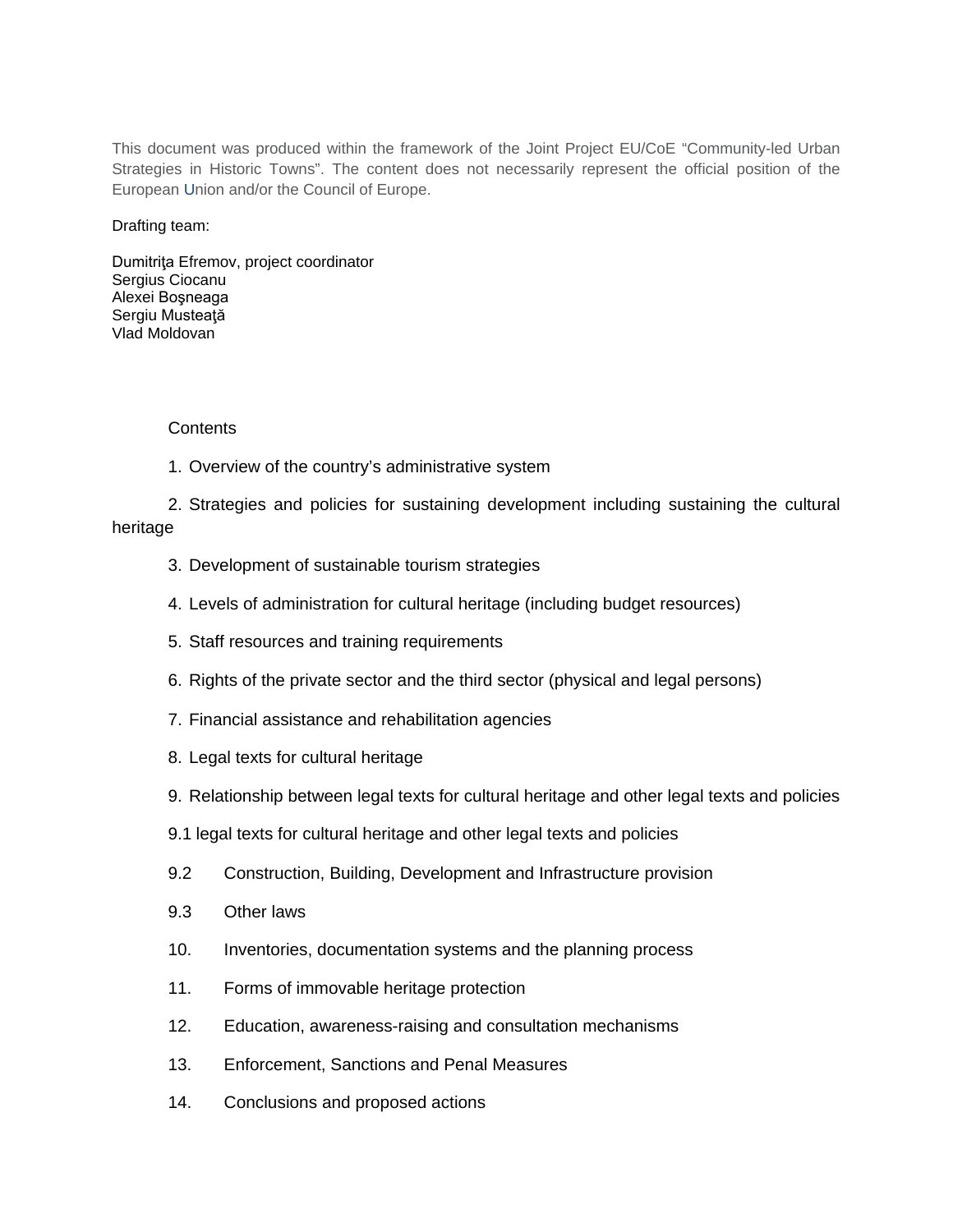This document was produced within the framework of the Joint Project EU/CoE “Community-led Urban Strategies in Historic Towns”. The content does not necessarily represent the official position of the European Union and/or the Council of Europe.

Drafting team:

Dumitriţa Efremov, project coordinator
Sergius Ciocanu
Alexei Boşneaga
Sergiu Musteaţă
Vlad Moldovan

Contents

1. Overview of the country’s administrative system

2. Strategies and policies for sustaining development including sustaining the cultural heritage

3. Development of sustainable tourism strategies

4. Levels of administration for cultural heritage (including budget resources)

5. Staff resources and training requirements

6. Rights of the private sector and the third sector (physical and legal persons)

7. Financial assistance and rehabilitation agencies

8. Legal texts for cultural heritage

9. Relationship between legal texts for cultural heritage and other legal texts and policies

9.1 legal texts for cultural heritage and other legal texts and policies

9.2 Construction, Building, Development and Infrastructure provision

9.3 Other laws

10. Inventories, documentation systems and the planning process

11. Forms of immovable heritage protection

12. Education, awareness-raising and consultation mechanisms

13. Enforcement, Sanctions and Penal Measures

14. Conclusions and proposed actions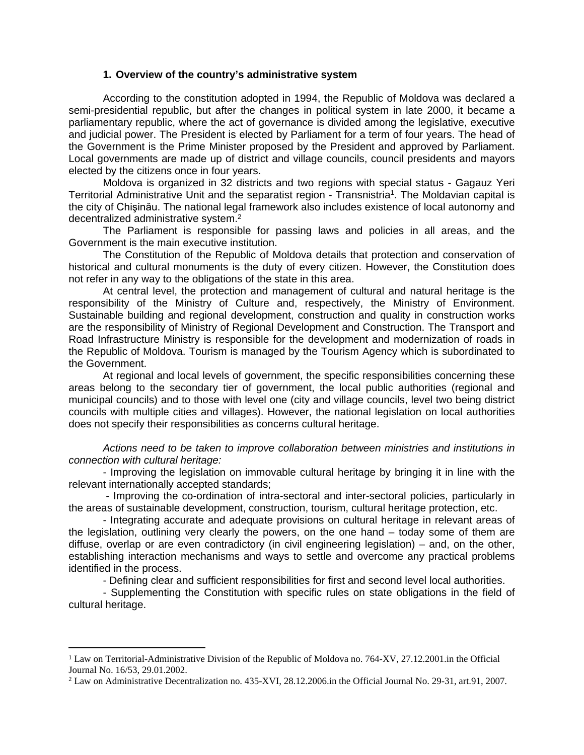## 1. Overview of the country's administrative system

According to the constitution adopted in 1994, the Republic of Moldova was declared a semi-presidential republic, but after the changes in political system in late 2000, it became a parliamentary republic, where the act of governance is divided among the legislative, executive and judicial power. The President is elected by Parliament for a term of four years. The head of the Government is the Prime Minister proposed by the President and approved by Parliament. Local governments are made up of district and village councils, council presidents and mayors elected by the citizens once in four years.

Moldova is organized in 32 districts and two regions with special status - Gagauz Yeri Territorial Administrative Unit and the separatist region - Transnistria[1]. The Moldavian capital is the city of Chişinău. The national legal framework also includes existence of local autonomy and decentralized administrative system.[2]

The Parliament is responsible for passing laws and policies in all areas, and the Government is the main executive institution.

The Constitution of the Republic of Moldova details that protection and conservation of historical and cultural monuments is the duty of every citizen. However, the Constitution does not refer in any way to the obligations of the state in this area.

At central level, the protection and management of cultural and natural heritage is the responsibility of the Ministry of Culture and, respectively, the Ministry of Environment. Sustainable building and regional development, construction and quality in construction works are the responsibility of Ministry of Regional Development and Construction. The Transport and Road Infrastructure Ministry is responsible for the development and modernization of roads in the Republic of Moldova. Tourism is managed by the Tourism Agency which is subordinated to the Government.

At regional and local levels of government, the specific responsibilities concerning these areas belong to the secondary tier of government, the local public authorities (regional and municipal councils) and to those with level one (city and village councils, level two being district councils with multiple cities and villages). However, the national legislation on local authorities does not specify their responsibilities as concerns cultural heritage.

*Actions need to be taken to improve collaboration between ministries and institutions in connection with cultural heritage:*

- Improving the legislation on immovable cultural heritage by bringing it in line with the relevant internationally accepted standards;
- Improving the co-ordination of intra-sectoral and inter-sectoral policies, particularly in the areas of sustainable development, construction, tourism, cultural heritage protection, etc.
- Integrating accurate and adequate provisions on cultural heritage in relevant areas of the legislation, outlining very clearly the powers, on the one hand – today some of them are diffuse, overlap or are even contradictory (in civil engineering legislation) – and, on the other, establishing interaction mechanisms and ways to settle and overcome any practical problems identified in the process.
- Defining clear and sufficient responsibilities for first and second level local authorities.
- Supplementing the Constitution with specific rules on state obligations in the field of cultural heritage.

---

[1] Law on Territorial-Administrative Division of the Republic of Moldova no. 764-XV, 27.12.2001.in the Official Journal No. 16/53, 29.01.2002.

[2] Law on Administrative Decentralization no. 435-XVI, 28.12.2006.in the Official Journal No. 29-31, art.91, 2007.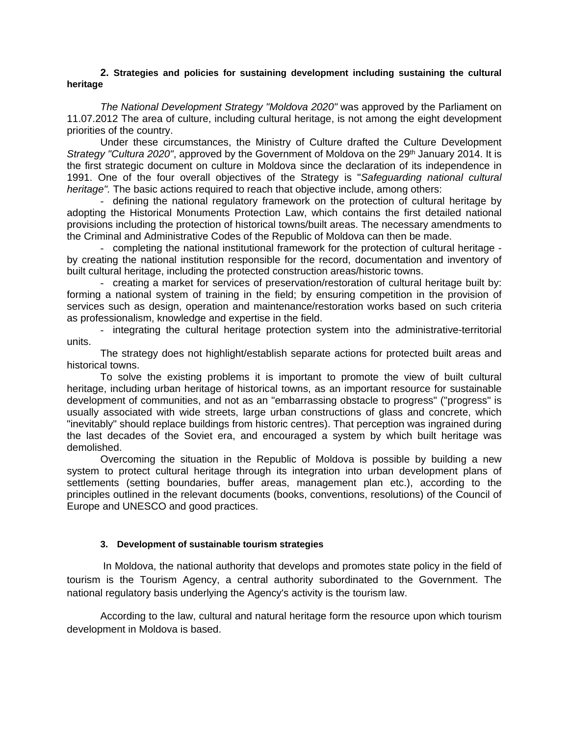## 2. Strategies and policies for sustaining development including sustaining the cultural heritage

*The National Development Strategy "Moldova 2020"* was approved by the Parliament on 11.07.2012 The area of culture, including cultural heritage, is not among the eight development priorities of the country.

Under these circumstances, the Ministry of Culture drafted the Culture Development *Strategy "Cultura 2020"*, approved by the Government of Moldova on the 29th January 2014. It is the first strategic document on culture in Moldova since the declaration of its independence in 1991. One of the four overall objectives of the Strategy is "*Safeguarding national cultural heritage".* The basic actions required to reach that objective include, among others:

- defining the national regulatory framework on the protection of cultural heritage by adopting the Historical Monuments Protection Law, which contains the first detailed national provisions including the protection of historical towns/built areas. The necessary amendments to the Criminal and Administrative Codes of the Republic of Moldova can then be made.
- completing the national institutional framework for the protection of cultural heritage - by creating the national institution responsible for the record, documentation and inventory of built cultural heritage, including the protected construction areas/historic towns.
- creating a market for services of preservation/restoration of cultural heritage built by: forming a national system of training in the field; by ensuring competition in the provision of services such as design, operation and maintenance/restoration works based on such criteria as professionalism, knowledge and expertise in the field.
- integrating the cultural heritage protection system into the administrative-territorial units.

The strategy does not highlight/establish separate actions for protected built areas and historical towns.

To solve the existing problems it is important to promote the view of built cultural heritage, including urban heritage of historical towns, as an important resource for sustainable development of communities, and not as an "embarrassing obstacle to progress" ("progress" is usually associated with wide streets, large urban constructions of glass and concrete, which "inevitably" should replace buildings from historic centres). That perception was ingrained during the last decades of the Soviet era, and encouraged a system by which built heritage was demolished.

Overcoming the situation in the Republic of Moldova is possible by building a new system to protect cultural heritage through its integration into urban development plans of settlements (setting boundaries, buffer areas, management plan etc.), according to the principles outlined in the relevant documents (books, conventions, resolutions) of the Council of Europe and UNESCO and good practices.

## 3. Development of sustainable tourism strategies

In Moldova, the national authority that develops and promotes state policy in the field of tourism is the Tourism Agency, a central authority subordinated to the Government. The national regulatory basis underlying the Agency's activity is the tourism law.

According to the law, cultural and natural heritage form the resource upon which tourism development in Moldova is based.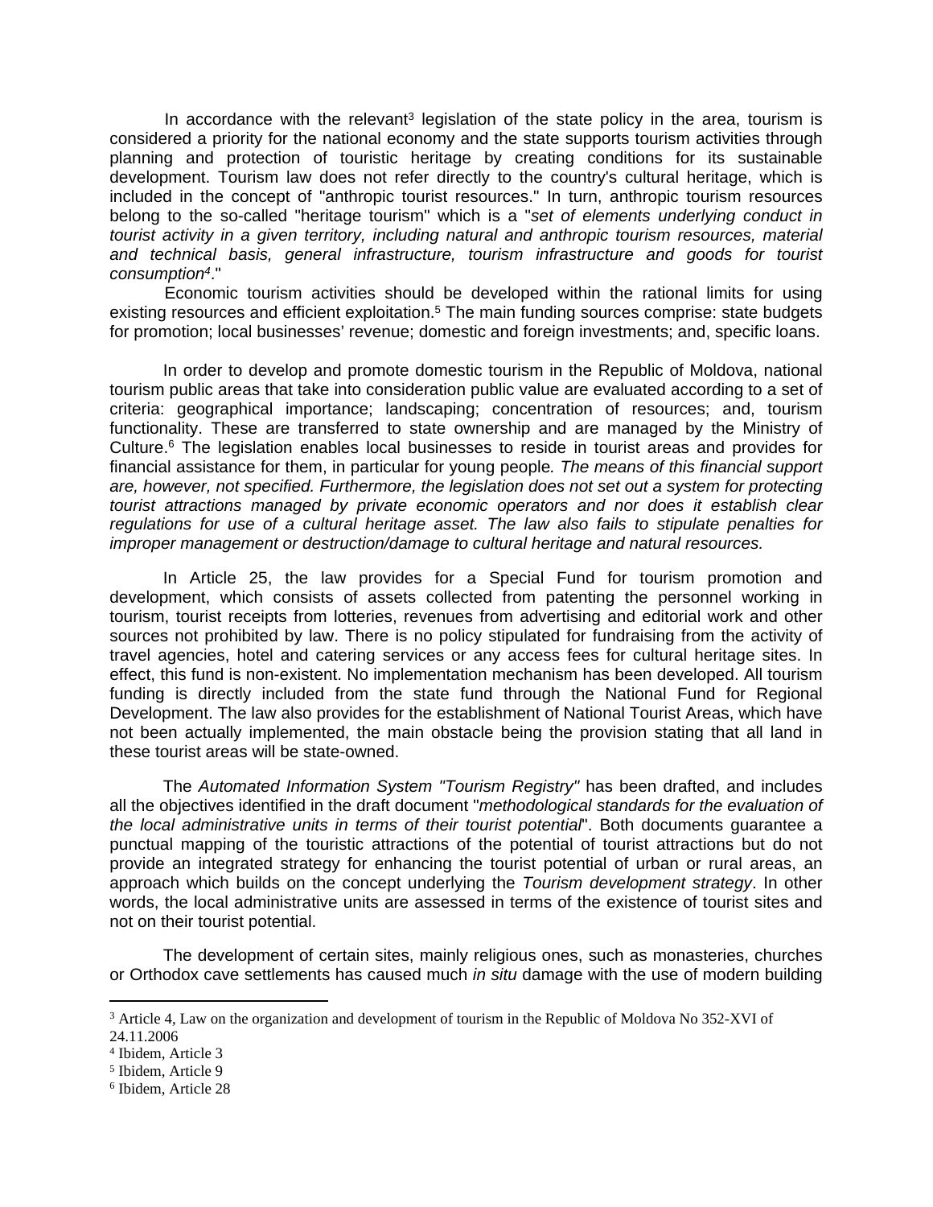In accordance with the relevant[3] legislation of the state policy in the area, tourism is considered a priority for the national economy and the state supports tourism activities through planning and protection of touristic heritage by creating conditions for its sustainable development. Tourism law does not refer directly to the country's cultural heritage, which is included in the concept of "anthropic tourist resources." In turn, anthropic tourism resources belong to the so-called "heritage tourism" which is a "*set of elements underlying conduct in tourist activity in a given territory, including natural and anthropic tourism resources, material and technical basis, general infrastructure, tourism infrastructure and goods for tourist consumption*[4]."

Economic tourism activities should be developed within the rational limits for using existing resources and efficient exploitation.[5] The main funding sources comprise: state budgets for promotion; local businesses' revenue; domestic and foreign investments; and, specific loans.

In order to develop and promote domestic tourism in the Republic of Moldova, national tourism public areas that take into consideration public value are evaluated according to a set of criteria: geographical importance; landscaping; concentration of resources; and, tourism functionality. These are transferred to state ownership and are managed by the Ministry of Culture.[6] The legislation enables local businesses to reside in tourist areas and provides for financial assistance for them, in particular for young people*. The means of this financial support are, however, not specified. Furthermore, the legislation does not set out a system for protecting tourist attractions managed by private economic operators and nor does it establish clear regulations for use of a cultural heritage asset. The law also fails to stipulate penalties for improper management or destruction/damage to cultural heritage and natural resources.*

In Article 25, the law provides for a Special Fund for tourism promotion and development, which consists of assets collected from patenting the personnel working in tourism, tourist receipts from lotteries, revenues from advertising and editorial work and other sources not prohibited by law. There is no policy stipulated for fundraising from the activity of travel agencies, hotel and catering services or any access fees for cultural heritage sites. In effect, this fund is non-existent. No implementation mechanism has been developed. All tourism funding is directly included from the state fund through the National Fund for Regional Development. The law also provides for the establishment of National Tourist Areas, which have not been actually implemented, the main obstacle being the provision stating that all land in these tourist areas will be state-owned.

The *Automated Information System "Tourism Registry"* has been drafted, and includes all the objectives identified in the draft document "*methodological standards for the evaluation of the local administrative units in terms of their tourist potential*". Both documents guarantee a punctual mapping of the touristic attractions of the potential of tourist attractions but do not provide an integrated strategy for enhancing the tourist potential of urban or rural areas, an approach which builds on the concept underlying the *Tourism development strategy*. In other words, the local administrative units are assessed in terms of the existence of tourist sites and not on their tourist potential.

The development of certain sites, mainly religious ones, such as monasteries, churches or Orthodox cave settlements has caused much *in situ* damage with the use of modern building

---

[3] Article 4, Law on the organization and development of tourism in the Republic of Moldova No 352-XVI of 24.11.2006

[4] Ibidem, Article 3

[5] Ibidem, Article 9

[6] Ibidem, Article 28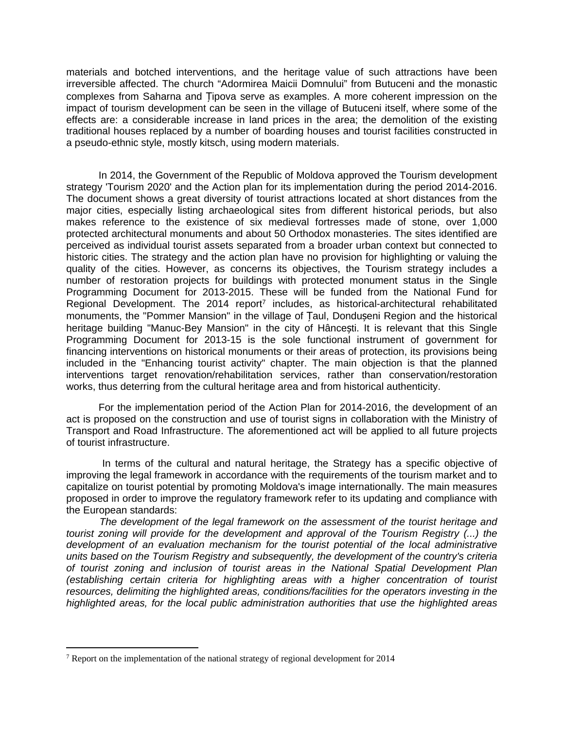materials and botched interventions, and the heritage value of such attractions have been irreversible affected. The church "Adormirea Maicii Domnului" from Butuceni and the monastic complexes from Saharna and Țipova serve as examples. A more coherent impression on the impact of tourism development can be seen in the village of Butuceni itself, where some of the effects are: a considerable increase in land prices in the area; the demolition of the existing traditional houses replaced by a number of boarding houses and tourist facilities constructed in a pseudo-ethnic style, mostly kitsch, using modern materials.

In 2014, the Government of the Republic of Moldova approved the Tourism development strategy 'Tourism 2020' and the Action plan for its implementation during the period 2014-2016. The document shows a great diversity of tourist attractions located at short distances from the major cities, especially listing archaeological sites from different historical periods, but also makes reference to the existence of six medieval fortresses made of stone, over 1,000 protected architectural monuments and about 50 Orthodox monasteries. The sites identified are perceived as individual tourist assets separated from a broader urban context but connected to historic cities. The strategy and the action plan have no provision for highlighting or valuing the quality of the cities. However, as concerns its objectives, the Tourism strategy includes a number of restoration projects for buildings with protected monument status in the Single Programming Document for 2013-2015. These will be funded from the National Fund for Regional Development. The 2014 report[7] includes, as historical-architectural rehabilitated monuments, the "Pommer Mansion" in the village of Țaul, Dondușeni Region and the historical heritage building "Manuc-Bey Mansion" in the city of Hâncești. It is relevant that this Single Programming Document for 2013-15 is the sole functional instrument of government for financing interventions on historical monuments or their areas of protection, its provisions being included in the "Enhancing tourist activity" chapter. The main objection is that the planned interventions target renovation/rehabilitation services, rather than conservation/restoration works, thus deterring from the cultural heritage area and from historical authenticity.

For the implementation period of the Action Plan for 2014-2016, the development of an act is proposed on the construction and use of tourist signs in collaboration with the Ministry of Transport and Road Infrastructure. The aforementioned act will be applied to all future projects of tourist infrastructure.

In terms of the cultural and natural heritage, the Strategy has a specific objective of improving the legal framework in accordance with the requirements of the tourism market and to capitalize on tourist potential by promoting Moldova's image internationally. The main measures proposed in order to improve the regulatory framework refer to its updating and compliance with the European standards:

*The development of the legal framework on the assessment of the tourist heritage and tourist zoning will provide for the development and approval of the Tourism Registry (...) the development of an evaluation mechanism for the tourist potential of the local administrative units based on the Tourism Registry and subsequently, the development of the country's criteria of tourist zoning and inclusion of tourist areas in the National Spatial Development Plan (establishing certain criteria for highlighting areas with a higher concentration of tourist resources, delimiting the highlighted areas, conditions/facilities for the operators investing in the highlighted areas, for the local public administration authorities that use the highlighted areas*

---

[7] Report on the implementation of the national strategy of regional development for 2014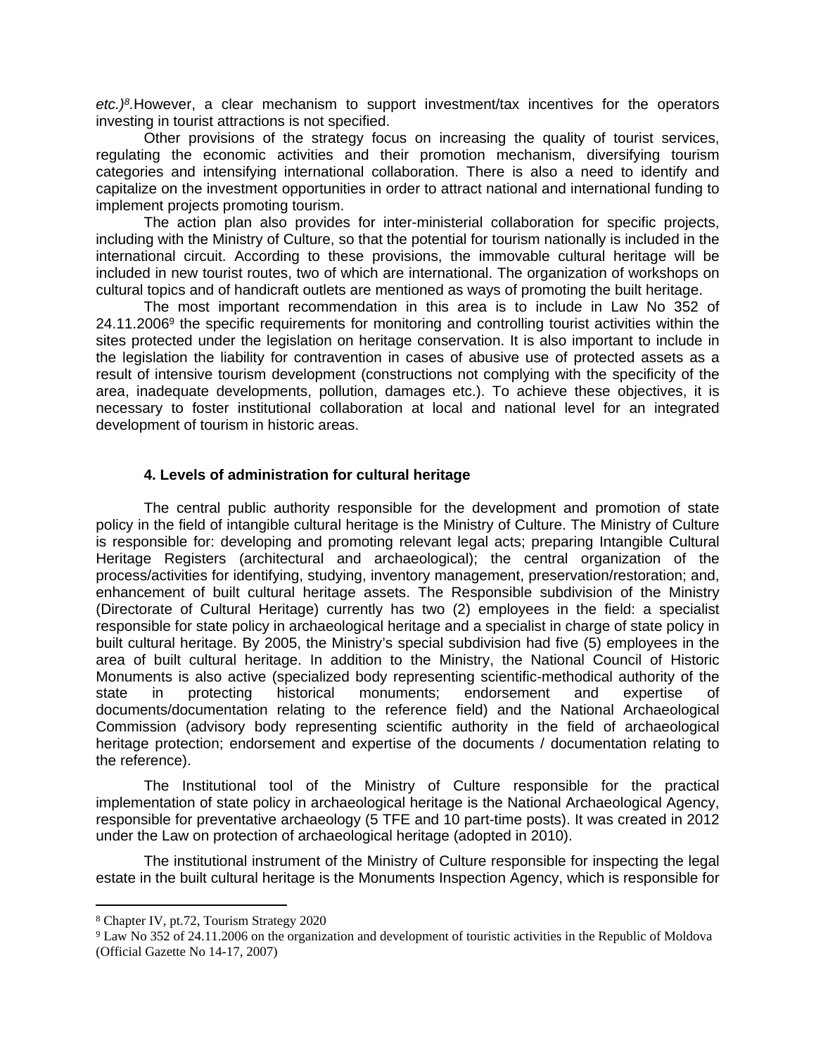*etc.)*[8].However, a clear mechanism to support investment/tax incentives for the operators investing in tourist attractions is not specified.

Other provisions of the strategy focus on increasing the quality of tourist services, regulating the economic activities and their promotion mechanism, diversifying tourism categories and intensifying international collaboration. There is also a need to identify and capitalize on the investment opportunities in order to attract national and international funding to implement projects promoting tourism.

The action plan also provides for inter-ministerial collaboration for specific projects, including with the Ministry of Culture, so that the potential for tourism nationally is included in the international circuit. According to these provisions, the immovable cultural heritage will be included in new tourist routes, two of which are international. The organization of workshops on cultural topics and of handicraft outlets are mentioned as ways of promoting the built heritage.

The most important recommendation in this area is to include in Law No 352 of 24.11.2006[9] the specific requirements for monitoring and controlling tourist activities within the sites protected under the legislation on heritage conservation. It is also important to include in the legislation the liability for contravention in cases of abusive use of protected assets as a result of intensive tourism development (constructions not complying with the specificity of the area, inadequate developments, pollution, damages etc.). To achieve these objectives, it is necessary to foster institutional collaboration at local and national level for an integrated development of tourism in historic areas.

### 4. Levels of administration for cultural heritage

The central public authority responsible for the development and promotion of state policy in the field of intangible cultural heritage is the Ministry of Culture. The Ministry of Culture is responsible for: developing and promoting relevant legal acts; preparing Intangible Cultural Heritage Registers (architectural and archaeological); the central organization of the process/activities for identifying, studying, inventory management, preservation/restoration; and, enhancement of built cultural heritage assets. The Responsible subdivision of the Ministry (Directorate of Cultural Heritage) currently has two (2) employees in the field: a specialist responsible for state policy in archaeological heritage and a specialist in charge of state policy in built cultural heritage. By 2005, the Ministry's special subdivision had five (5) employees in the area of built cultural heritage. In addition to the Ministry, the National Council of Historic Monuments is also active (specialized body representing scientific-methodical authority of the state in protecting historical monuments; endorsement and expertise of documents/documentation relating to the reference field) and the National Archaeological Commission (advisory body representing scientific authority in the field of archaeological heritage protection; endorsement and expertise of the documents / documentation relating to the reference).

The Institutional tool of the Ministry of Culture responsible for the practical implementation of state policy in archaeological heritage is the National Archaeological Agency, responsible for preventative archaeology (5 TFE and 10 part-time posts). It was created in 2012 under the Law on protection of archaeological heritage (adopted in 2010).

The institutional instrument of the Ministry of Culture responsible for inspecting the legal estate in the built cultural heritage is the Monuments Inspection Agency, which is responsible for

---

[8] Chapter IV, pt.72, Tourism Strategy 2020

[9] Law No 352 of 24.11.2006 on the organization and development of touristic activities in the Republic of Moldova (Official Gazette No 14-17, 2007)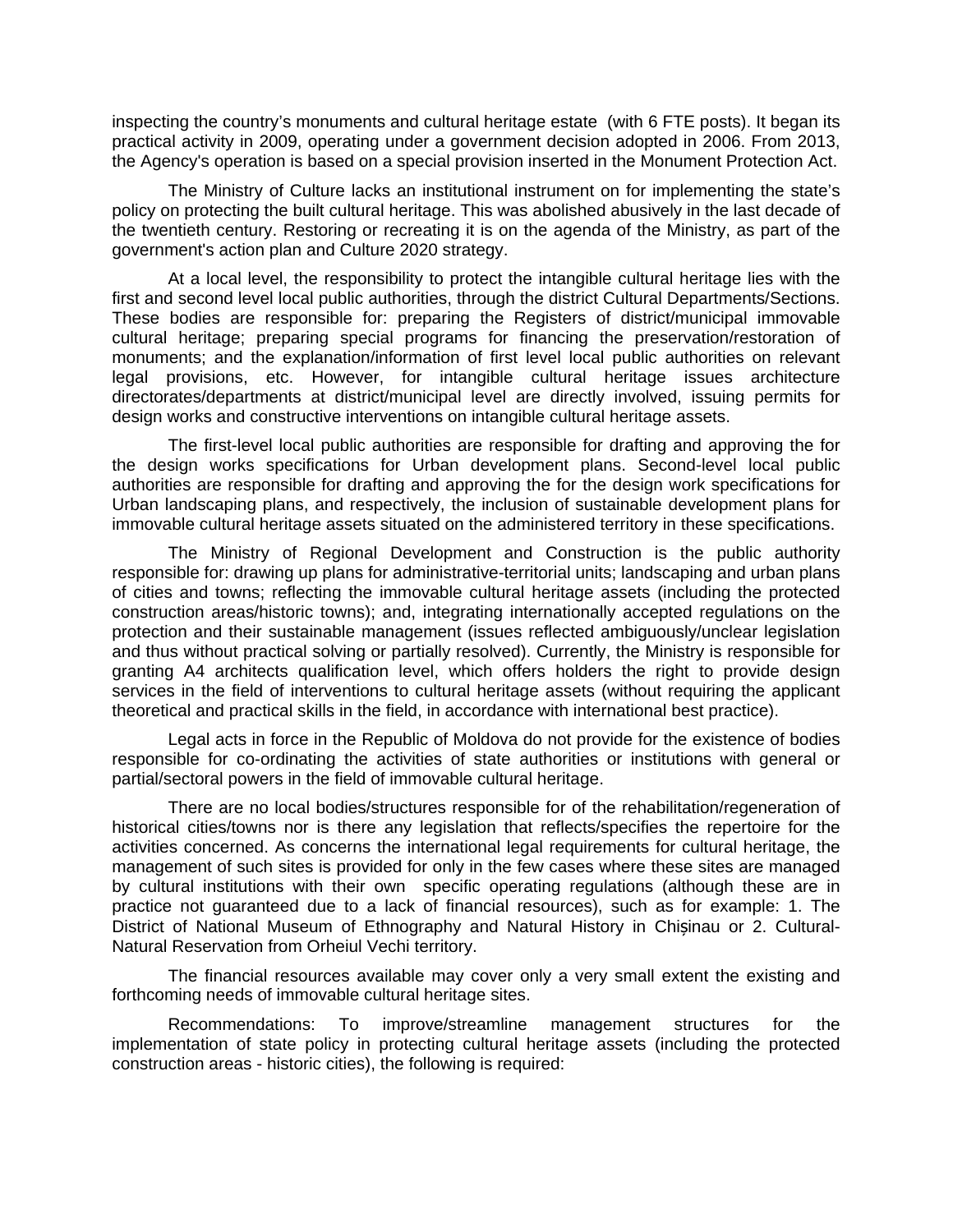inspecting the country's monuments and cultural heritage estate (with 6 FTE posts). It began its practical activity in 2009, operating under a government decision adopted in 2006. From 2013, the Agency's operation is based on a special provision inserted in the Monument Protection Act.

The Ministry of Culture lacks an institutional instrument on for implementing the state's policy on protecting the built cultural heritage. This was abolished abusively in the last decade of the twentieth century. Restoring or recreating it is on the agenda of the Ministry, as part of the government's action plan and Culture 2020 strategy.

At a local level, the responsibility to protect the intangible cultural heritage lies with the first and second level local public authorities, through the district Cultural Departments/Sections. These bodies are responsible for: preparing the Registers of district/municipal immovable cultural heritage; preparing special programs for financing the preservation/restoration of monuments; and the explanation/information of first level local public authorities on relevant legal provisions, etc. However, for intangible cultural heritage issues architecture directorates/departments at district/municipal level are directly involved, issuing permits for design works and constructive interventions on intangible cultural heritage assets.

The first-level local public authorities are responsible for drafting and approving the for the design works specifications for Urban development plans. Second-level local public authorities are responsible for drafting and approving the for the design work specifications for Urban landscaping plans, and respectively, the inclusion of sustainable development plans for immovable cultural heritage assets situated on the administered territory in these specifications.

The Ministry of Regional Development and Construction is the public authority responsible for: drawing up plans for administrative-territorial units; landscaping and urban plans of cities and towns; reflecting the immovable cultural heritage assets (including the protected construction areas/historic towns); and, integrating internationally accepted regulations on the protection and their sustainable management (issues reflected ambiguously/unclear legislation and thus without practical solving or partially resolved). Currently, the Ministry is responsible for granting A4 architects qualification level, which offers holders the right to provide design services in the field of interventions to cultural heritage assets (without requiring the applicant theoretical and practical skills in the field, in accordance with international best practice).

Legal acts in force in the Republic of Moldova do not provide for the existence of bodies responsible for co-ordinating the activities of state authorities or institutions with general or partial/sectoral powers in the field of immovable cultural heritage.

There are no local bodies/structures responsible for of the rehabilitation/regeneration of historical cities/towns nor is there any legislation that reflects/specifies the repertoire for the activities concerned. As concerns the international legal requirements for cultural heritage, the management of such sites is provided for only in the few cases where these sites are managed by cultural institutions with their own specific operating regulations (although these are in practice not guaranteed due to a lack of financial resources), such as for example: 1. The District of National Museum of Ethnography and Natural History in Chișinau or 2. Cultural-Natural Reservation from Orheiul Vechi territory.

The financial resources available may cover only a very small extent the existing and forthcoming needs of immovable cultural heritage sites.

Recommendations: To improve/streamline management structures for the implementation of state policy in protecting cultural heritage assets (including the protected construction areas - historic cities), the following is required: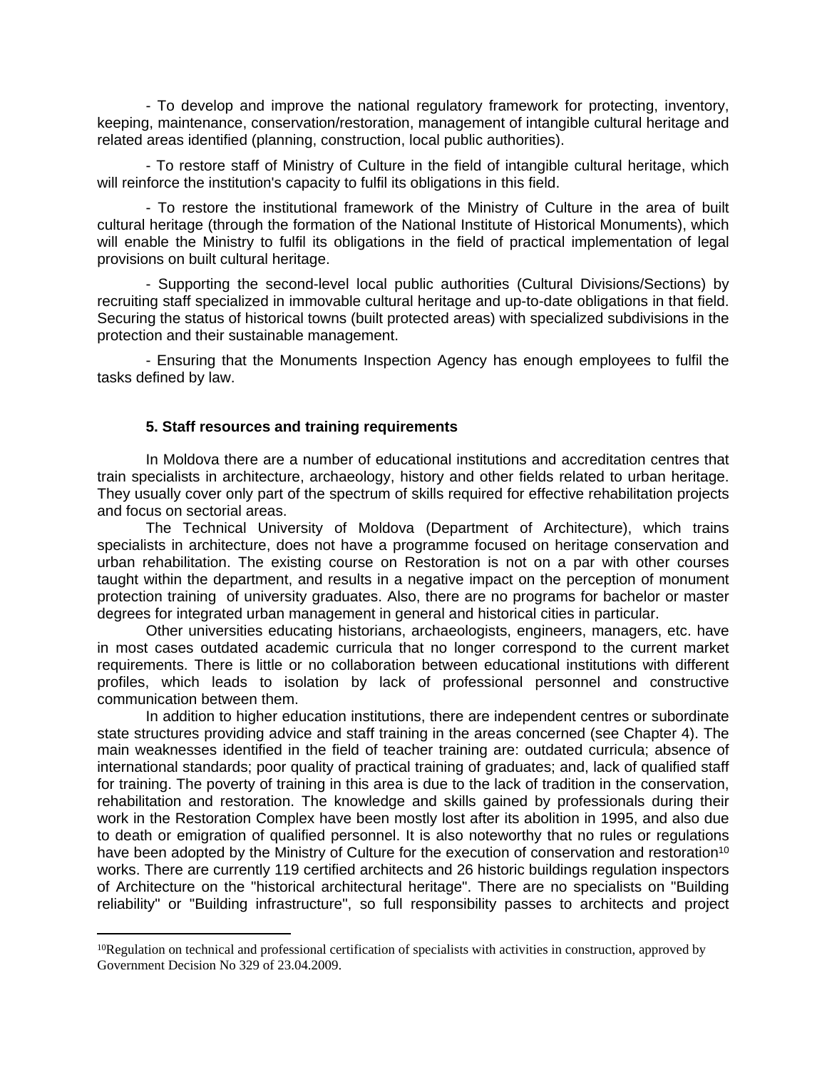- To develop and improve the national regulatory framework for protecting, inventory, keeping, maintenance, conservation/restoration, management of intangible cultural heritage and related areas identified (planning, construction, local public authorities).

- To restore staff of Ministry of Culture in the field of intangible cultural heritage, which will reinforce the institution's capacity to fulfil its obligations in this field.

- To restore the institutional framework of the Ministry of Culture in the area of built cultural heritage (through the formation of the National Institute of Historical Monuments), which will enable the Ministry to fulfil its obligations in the field of practical implementation of legal provisions on built cultural heritage.

- Supporting the second-level local public authorities (Cultural Divisions/Sections) by recruiting staff specialized in immovable cultural heritage and up-to-date obligations in that field. Securing the status of historical towns (built protected areas) with specialized subdivisions in the protection and their sustainable management.

- Ensuring that the Monuments Inspection Agency has enough employees to fulfil the tasks defined by law.

## 5. Staff resources and training requirements

In Moldova there are a number of educational institutions and accreditation centres that train specialists in architecture, archaeology, history and other fields related to urban heritage. They usually cover only part of the spectrum of skills required for effective rehabilitation projects and focus on sectorial areas.

The Technical University of Moldova (Department of Architecture), which trains specialists in architecture, does not have a programme focused on heritage conservation and urban rehabilitation. The existing course on Restoration is not on a par with other courses taught within the department, and results in a negative impact on the perception of monument protection training of university graduates. Also, there are no programs for bachelor or master degrees for integrated urban management in general and historical cities in particular.

Other universities educating historians, archaeologists, engineers, managers, etc. have in most cases outdated academic curricula that no longer correspond to the current market requirements. There is little or no collaboration between educational institutions with different profiles, which leads to isolation by lack of professional personnel and constructive communication between them.

In addition to higher education institutions, there are independent centres or subordinate state structures providing advice and staff training in the areas concerned (see Chapter 4). The main weaknesses identified in the field of teacher training are: outdated curricula; absence of international standards; poor quality of practical training of graduates; and, lack of qualified staff for training. The poverty of training in this area is due to the lack of tradition in the conservation, rehabilitation and restoration. The knowledge and skills gained by professionals during their work in the Restoration Complex have been mostly lost after its abolition in 1995, and also due to death or emigration of qualified personnel. It is also noteworthy that no rules or regulations have been adopted by the Ministry of Culture for the execution of conservation and restoration[10] works. There are currently 119 certified architects and 26 historic buildings regulation inspectors of Architecture on the "historical architectural heritage". There are no specialists on "Building reliability" or "Building infrastructure", so full responsibility passes to architects and project

---

[10]Regulation on technical and professional certification of specialists with activities in construction, approved by Government Decision No 329 of 23.04.2009.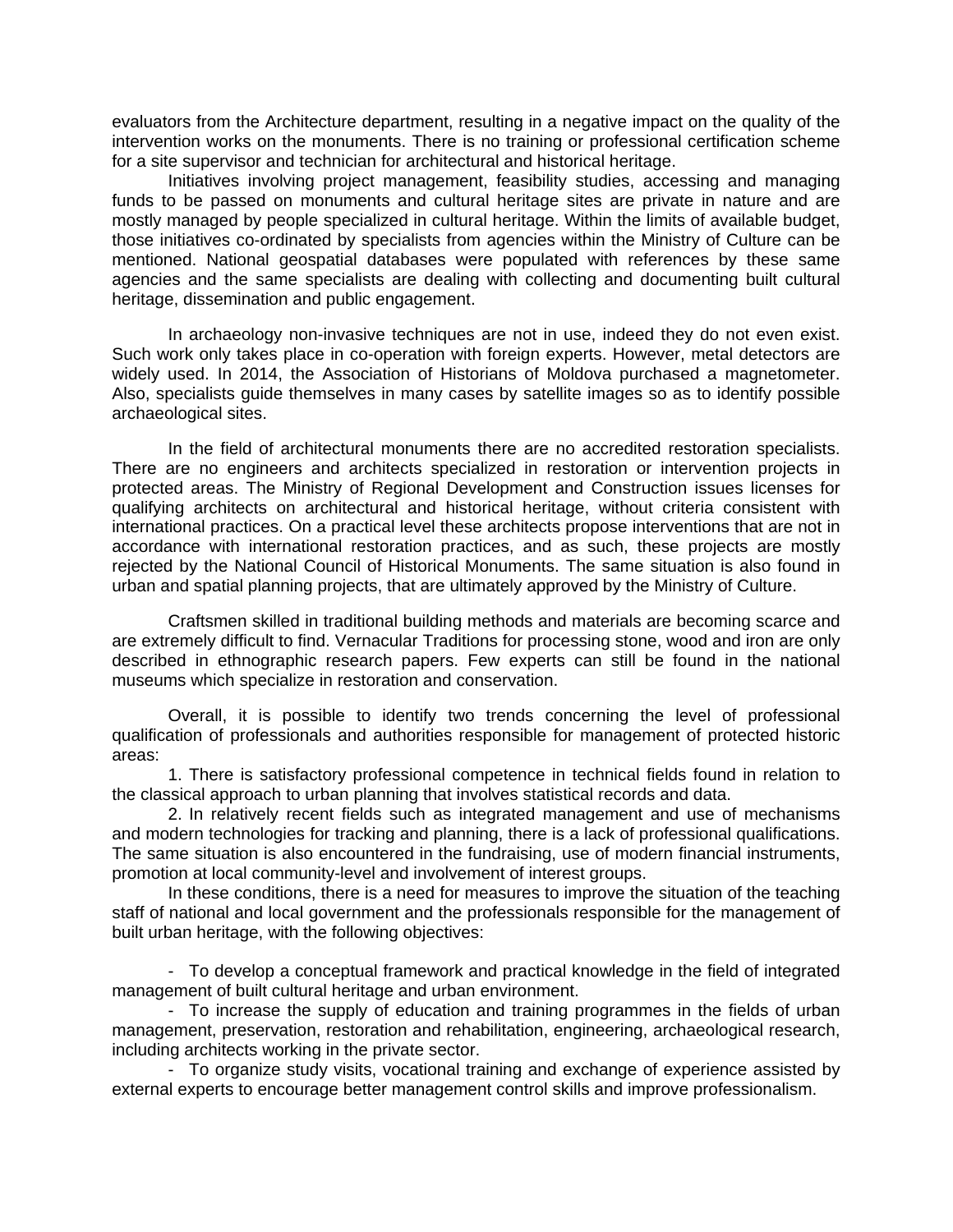evaluators from the Architecture department, resulting in a negative impact on the quality of the intervention works on the monuments. There is no training or professional certification scheme for a site supervisor and technician for architectural and historical heritage.

Initiatives involving project management, feasibility studies, accessing and managing funds to be passed on monuments and cultural heritage sites are private in nature and are mostly managed by people specialized in cultural heritage. Within the limits of available budget, those initiatives co-ordinated by specialists from agencies within the Ministry of Culture can be mentioned. National geospatial databases were populated with references by these same agencies and the same specialists are dealing with collecting and documenting built cultural heritage, dissemination and public engagement.

In archaeology non-invasive techniques are not in use, indeed they do not even exist. Such work only takes place in co-operation with foreign experts. However, metal detectors are widely used. In 2014, the Association of Historians of Moldova purchased a magnetometer. Also, specialists guide themselves in many cases by satellite images so as to identify possible archaeological sites.

In the field of architectural monuments there are no accredited restoration specialists. There are no engineers and architects specialized in restoration or intervention projects in protected areas. The Ministry of Regional Development and Construction issues licenses for qualifying architects on architectural and historical heritage, without criteria consistent with international practices. On a practical level these architects propose interventions that are not in accordance with international restoration practices, and as such, these projects are mostly rejected by the National Council of Historical Monuments. The same situation is also found in urban and spatial planning projects, that are ultimately approved by the Ministry of Culture.

Craftsmen skilled in traditional building methods and materials are becoming scarce and are extremely difficult to find. Vernacular Traditions for processing stone, wood and iron are only described in ethnographic research papers. Few experts can still be found in the national museums which specialize in restoration and conservation.

Overall, it is possible to identify two trends concerning the level of professional qualification of professionals and authorities responsible for management of protected historic areas:

1. There is satisfactory professional competence in technical fields found in relation to the classical approach to urban planning that involves statistical records and data.
2. In relatively recent fields such as integrated management and use of mechanisms and modern technologies for tracking and planning, there is a lack of professional qualifications. The same situation is also encountered in the fundraising, use of modern financial instruments, promotion at local community-level and involvement of interest groups.

In these conditions, there is a need for measures to improve the situation of the teaching staff of national and local government and the professionals responsible for the management of built urban heritage, with the following objectives:

- To develop a conceptual framework and practical knowledge in the field of integrated management of built cultural heritage and urban environment.
- To increase the supply of education and training programmes in the fields of urban management, preservation, restoration and rehabilitation, engineering, archaeological research, including architects working in the private sector.
- To organize study visits, vocational training and exchange of experience assisted by external experts to encourage better management control skills and improve professionalism.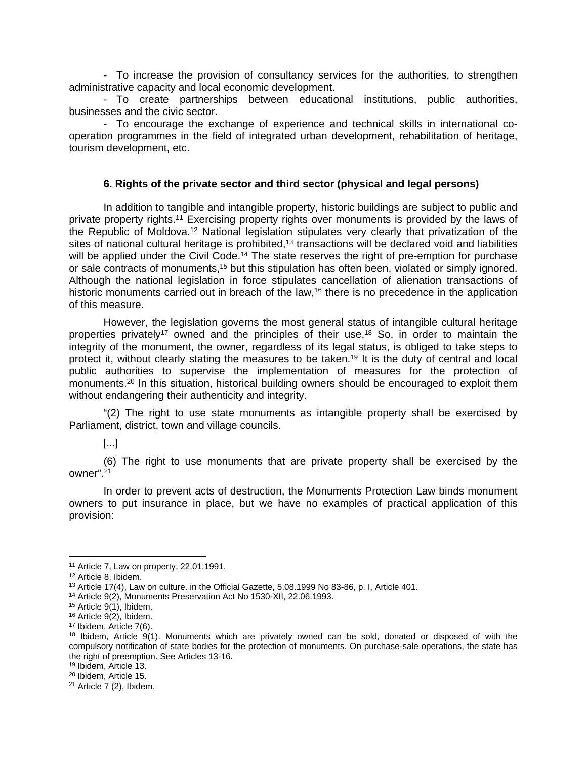- To increase the provision of consultancy services for the authorities, to strengthen administrative capacity and local economic development.

- To create partnerships between educational institutions, public authorities, businesses and the civic sector.

- To encourage the exchange of experience and technical skills in international co-operation programmes in the field of integrated urban development, rehabilitation of heritage, tourism development, etc.

#### 6. Rights of the private sector and third sector (physical and legal persons)

In addition to tangible and intangible property, historic buildings are subject to public and private property rights.[11] Exercising property rights over monuments is provided by the laws of the Republic of Moldova.[12] National legislation stipulates very clearly that privatization of the sites of national cultural heritage is prohibited,[13] transactions will be declared void and liabilities will be applied under the Civil Code.[14] The state reserves the right of pre-emption for purchase or sale contracts of monuments,[15] but this stipulation has often been, violated or simply ignored. Although the national legislation in force stipulates cancellation of alienation transactions of historic monuments carried out in breach of the law,[16] there is no precedence in the application of this measure.

However, the legislation governs the most general status of intangible cultural heritage properties privately[17] owned and the principles of their use.[18] So, in order to maintain the integrity of the monument, the owner, regardless of its legal status, is obliged to take steps to protect it, without clearly stating the measures to be taken.[19] It is the duty of central and local public authorities to supervise the implementation of measures for the protection of monuments.[20] In this situation, historical building owners should be encouraged to exploit them without endangering their authenticity and integrity.

"(2) The right to use state monuments as intangible property shall be exercised by Parliament, district, town and village councils.

[...]

(6) The right to use monuments that are private property shall be exercised by the owner".[21]

In order to prevent acts of destruction, the Monuments Protection Law binds monument owners to put insurance in place, but we have no examples of practical application of this provision:

---

[11] Article 7, Law on property, 22.01.1991.

[12] Article 8, Ibidem.

[13] Article 17(4), Law on culture. in the Official Gazette, 5.08.1999 No 83-86, p. I, Article 401.

[14] Article 9(2), Monuments Preservation Act No 1530-XII, 22.06.1993.

[15] Article 9(1), Ibidem.

[16] Article 9(2), Ibidem.

[17] Ibidem, Article 7(6).

[18] Ibidem, Article 9(1). Monuments which are privately owned can be sold, donated or disposed of with the compulsory notification of state bodies for the protection of monuments. On purchase-sale operations, the state has the right of preemption. See Articles 13-16.

[19] Ibidem, Article 13.

[20] Ibidem, Article 15.

[21] Article 7 (2), Ibidem.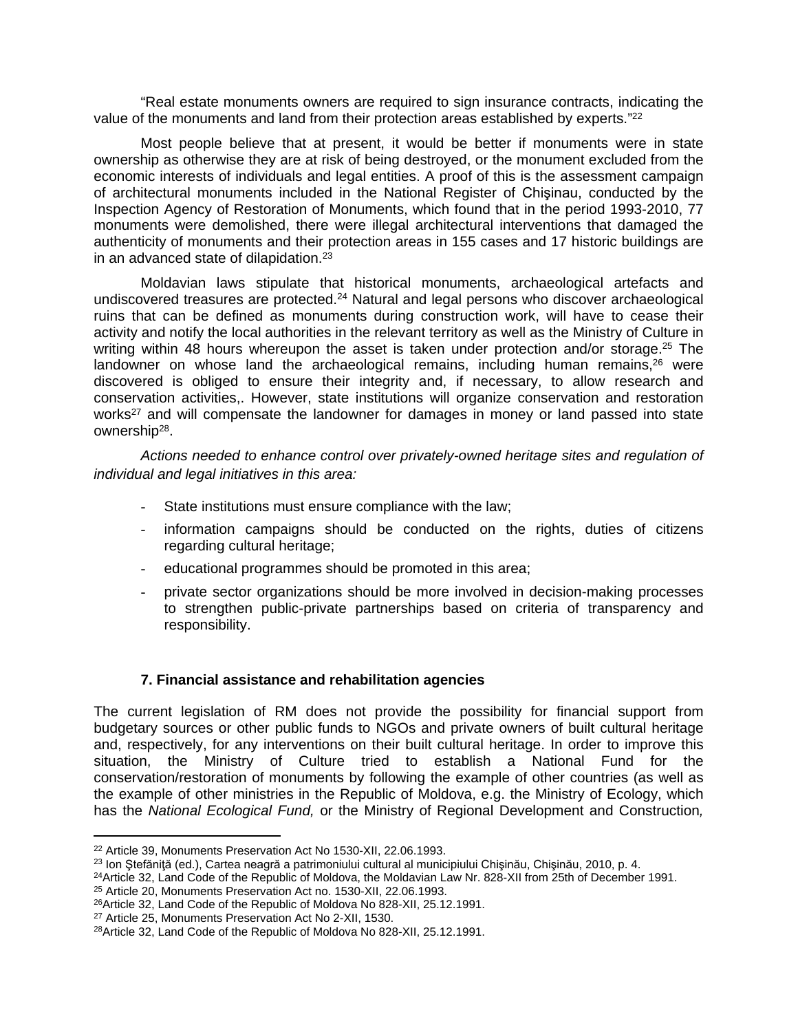"Real estate monuments owners are required to sign insurance contracts, indicating the value of the monuments and land from their protection areas established by experts."[22]

Most people believe that at present, it would be better if monuments were in state ownership as otherwise they are at risk of being destroyed, or the monument excluded from the economic interests of individuals and legal entities. A proof of this is the assessment campaign of architectural monuments included in the National Register of Chişinau, conducted by the Inspection Agency of Restoration of Monuments, which found that in the period 1993-2010, 77 monuments were demolished, there were illegal architectural interventions that damaged the authenticity of monuments and their protection areas in 155 cases and 17 historic buildings are in an advanced state of dilapidation.[23]

Moldavian laws stipulate that historical monuments, archaeological artefacts and undiscovered treasures are protected.[24] Natural and legal persons who discover archaeological ruins that can be defined as monuments during construction work, will have to cease their activity and notify the local authorities in the relevant territory as well as the Ministry of Culture in writing within 48 hours whereupon the asset is taken under protection and/or storage.[25] The landowner on whose land the archaeological remains, including human remains,[26] were discovered is obliged to ensure their integrity and, if necessary, to allow research and conservation activities,. However, state institutions will organize conservation and restoration works[27] and will compensate the landowner for damages in money or land passed into state ownership[28].

*Actions needed to enhance control over privately-owned heritage sites and regulation of individual and legal initiatives in this area:*

- State institutions must ensure compliance with the law;
- information campaigns should be conducted on the rights, duties of citizens regarding cultural heritage;
- educational programmes should be promoted in this area;
- private sector organizations should be more involved in decision-making processes to strengthen public-private partnerships based on criteria of transparency and responsibility.

## 7. Financial assistance and rehabilitation agencies

The current legislation of RM does not provide the possibility for financial support from budgetary sources or other public funds to NGOs and private owners of built cultural heritage and, respectively, for any interventions on their built cultural heritage. In order to improve this situation, the Ministry of Culture tried to establish a National Fund for the conservation/restoration of monuments by following the example of other countries (as well as the example of other ministries in the Republic of Moldova, e.g. the Ministry of Ecology, which has the *National Ecological Fund,* or the Ministry of Regional Development and Construction*,*

---

[22] Article 39, Monuments Preservation Act No 1530-XII, 22.06.1993.

[23] Ion Ştefăniţă (ed.), Cartea neagră a patrimoniului cultural al municipiului Chişinău, Chişinău, 2010, p. 4.

[24] Article 32, Land Code of the Republic of Moldova, the Moldavian Law Nr. 828-XII from 25th of December 1991.

[25] Article 20, Monuments Preservation Act no. 1530-XII, 22.06.1993.

[26] Article 32, Land Code of the Republic of Moldova No 828-XII, 25.12.1991.

[27] Article 25, Monuments Preservation Act No 2-XII, 1530.

[28] Article 32, Land Code of the Republic of Moldova No 828-XII, 25.12.1991.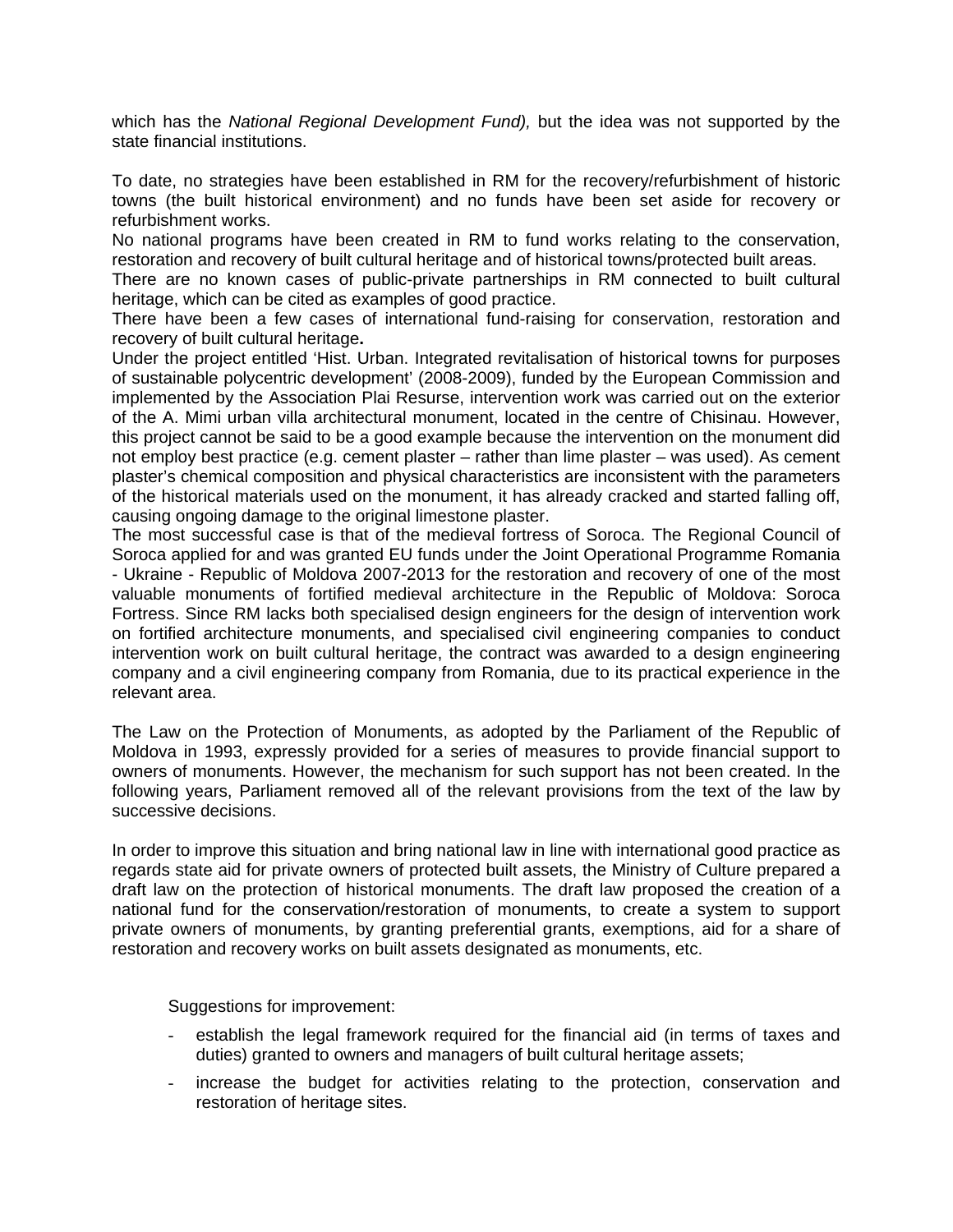which has the *National Regional Development Fund),* but the idea was not supported by the state financial institutions.

To date, no strategies have been established in RM for the recovery/refurbishment of historic towns (the built historical environment) and no funds have been set aside for recovery or refurbishment works.
No national programs have been created in RM to fund works relating to the conservation, restoration and recovery of built cultural heritage and of historical towns/protected built areas.
There are no known cases of public-private partnerships in RM connected to built cultural heritage, which can be cited as examples of good practice.
There have been a few cases of international fund-raising for conservation, restoration and recovery of built cultural heritage**.**
Under the project entitled 'Hist. Urban. Integrated revitalisation of historical towns for purposes of sustainable polycentric development' (2008-2009), funded by the European Commission and implemented by the Association Plai Resurse, intervention work was carried out on the exterior of the A. Mimi urban villa architectural monument, located in the centre of Chisinau. However, this project cannot be said to be a good example because the intervention on the monument did not employ best practice (e.g. cement plaster – rather than lime plaster – was used). As cement plaster's chemical composition and physical characteristics are inconsistent with the parameters of the historical materials used on the monument, it has already cracked and started falling off, causing ongoing damage to the original limestone plaster.
The most successful case is that of the medieval fortress of Soroca. The Regional Council of Soroca applied for and was granted EU funds under the Joint Operational Programme Romania - Ukraine - Republic of Moldova 2007-2013 for the restoration and recovery of one of the most valuable monuments of fortified medieval architecture in the Republic of Moldova: Soroca Fortress. Since RM lacks both specialised design engineers for the design of intervention work on fortified architecture monuments, and specialised civil engineering companies to conduct intervention work on built cultural heritage, the contract was awarded to a design engineering company and a civil engineering company from Romania, due to its practical experience in the relevant area.

The Law on the Protection of Monuments, as adopted by the Parliament of the Republic of Moldova in 1993, expressly provided for a series of measures to provide financial support to owners of monuments. However, the mechanism for such support has not been created. In the following years, Parliament removed all of the relevant provisions from the text of the law by successive decisions.

In order to improve this situation and bring national law in line with international good practice as regards state aid for private owners of protected built assets, the Ministry of Culture prepared a draft law on the protection of historical monuments. The draft law proposed the creation of a national fund for the conservation/restoration of monuments, to create a system to support private owners of monuments, by granting preferential grants, exemptions, aid for a share of restoration and recovery works on built assets designated as monuments, etc.

Suggestions for improvement:

- establish the legal framework required for the financial aid (in terms of taxes and duties) granted to owners and managers of built cultural heritage assets;
- increase the budget for activities relating to the protection, conservation and restoration of heritage sites.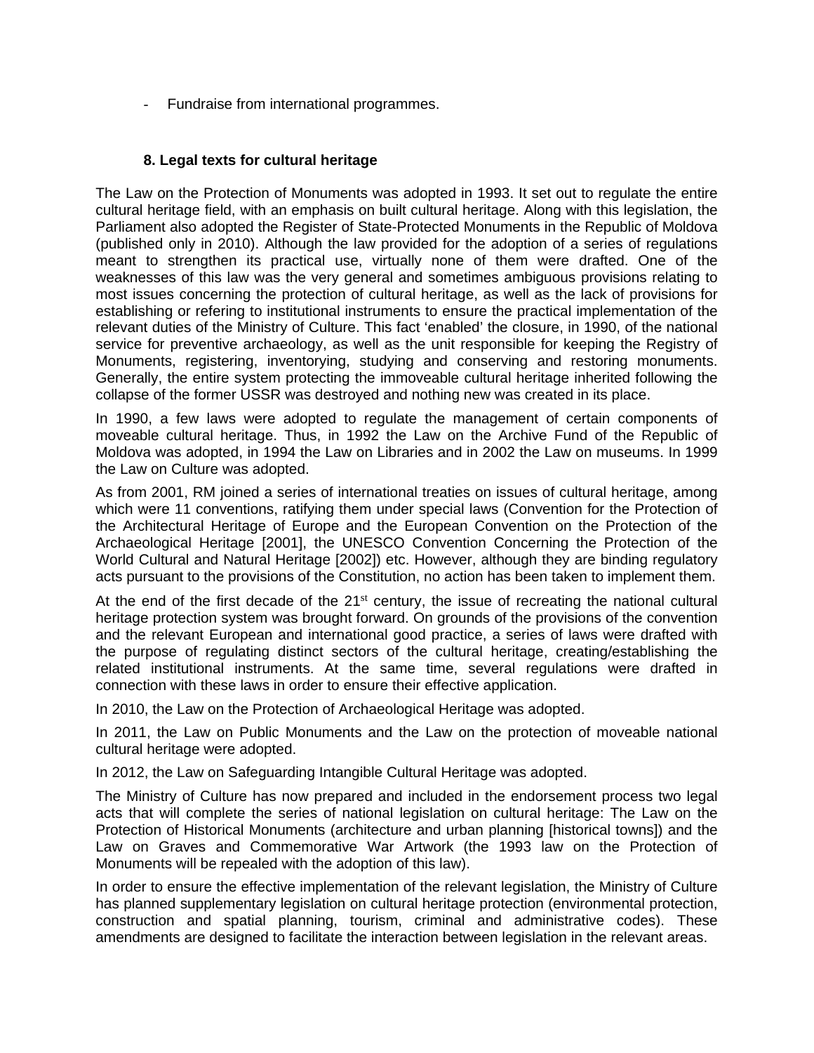- Fundraise from international programmes.

## 8. Legal texts for cultural heritage

The Law on the Protection of Monuments was adopted in 1993. It set out to regulate the entire cultural heritage field, with an emphasis on built cultural heritage. Along with this legislation, the Parliament also adopted the Register of State-Protected Monuments in the Republic of Moldova (published only in 2010). Although the law provided for the adoption of a series of regulations meant to strengthen its practical use, virtually none of them were drafted. One of the weaknesses of this law was the very general and sometimes ambiguous provisions relating to most issues concerning the protection of cultural heritage, as well as the lack of provisions for establishing or refering to institutional instruments to ensure the practical implementation of the relevant duties of the Ministry of Culture. This fact 'enabled' the closure, in 1990, of the national service for preventive archaeology, as well as the unit responsible for keeping the Registry of Monuments, registering, inventorying, studying and conserving and restoring monuments. Generally, the entire system protecting the immoveable cultural heritage inherited following the collapse of the former USSR was destroyed and nothing new was created in its place.

In 1990, a few laws were adopted to regulate the management of certain components of moveable cultural heritage. Thus, in 1992 the Law on the Archive Fund of the Republic of Moldova was adopted, in 1994 the Law on Libraries and in 2002 the Law on museums. In 1999 the Law on Culture was adopted.

As from 2001, RM joined a series of international treaties on issues of cultural heritage, among which were 11 conventions, ratifying them under special laws (Convention for the Protection of the Architectural Heritage of Europe and the European Convention on the Protection of the Archaeological Heritage [2001], the UNESCO Convention Concerning the Protection of the World Cultural and Natural Heritage [2002]) etc. However, although they are binding regulatory acts pursuant to the provisions of the Constitution, no action has been taken to implement them.

At the end of the first decade of the 21st century, the issue of recreating the national cultural heritage protection system was brought forward. On grounds of the provisions of the convention and the relevant European and international good practice, a series of laws were drafted with the purpose of regulating distinct sectors of the cultural heritage, creating/establishing the related institutional instruments. At the same time, several regulations were drafted in connection with these laws in order to ensure their effective application.

In 2010, the Law on the Protection of Archaeological Heritage was adopted.

In 2011, the Law on Public Monuments and the Law on the protection of moveable national cultural heritage were adopted.

In 2012, the Law on Safeguarding Intangible Cultural Heritage was adopted.

The Ministry of Culture has now prepared and included in the endorsement process two legal acts that will complete the series of national legislation on cultural heritage: The Law on the Protection of Historical Monuments (architecture and urban planning [historical towns]) and the Law on Graves and Commemorative War Artwork (the 1993 law on the Protection of Monuments will be repealed with the adoption of this law).

In order to ensure the effective implementation of the relevant legislation, the Ministry of Culture has planned supplementary legislation on cultural heritage protection (environmental protection, construction and spatial planning, tourism, criminal and administrative codes). These amendments are designed to facilitate the interaction between legislation in the relevant areas.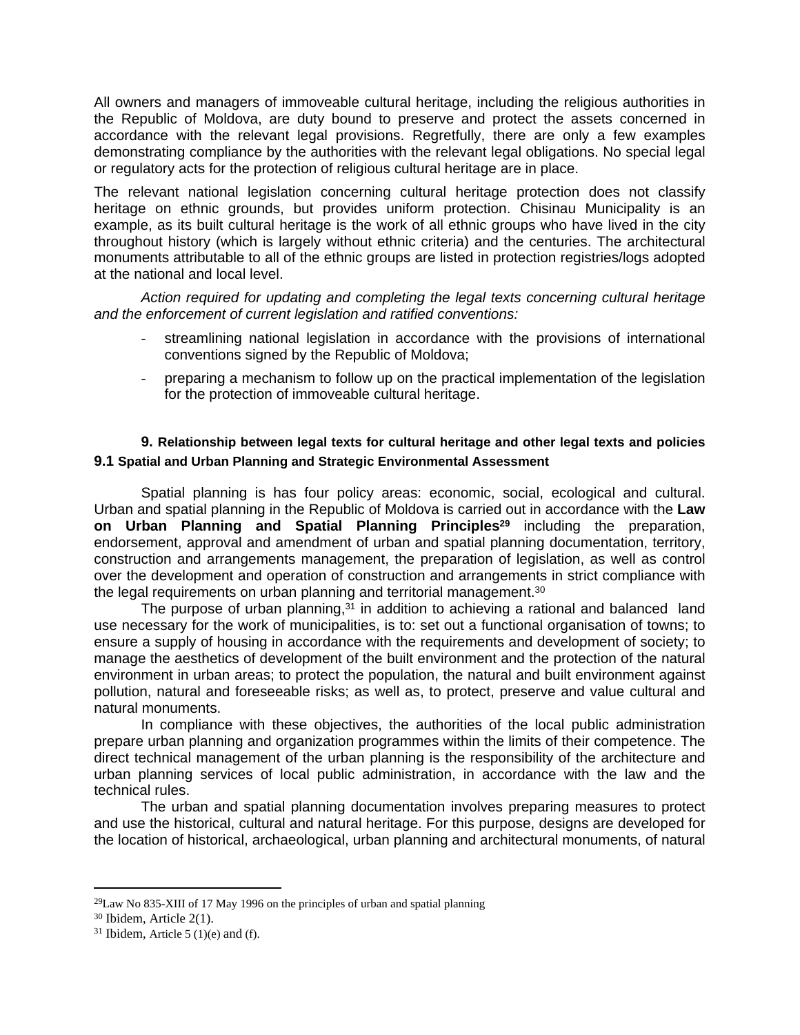All owners and managers of immoveable cultural heritage, including the religious authorities in the Republic of Moldova, are duty bound to preserve and protect the assets concerned in accordance with the relevant legal provisions. Regretfully, there are only a few examples demonstrating compliance by the authorities with the relevant legal obligations. No special legal or regulatory acts for the protection of religious cultural heritage are in place.

The relevant national legislation concerning cultural heritage protection does not classify heritage on ethnic grounds, but provides uniform protection. Chisinau Municipality is an example, as its built cultural heritage is the work of all ethnic groups who have lived in the city throughout history (which is largely without ethnic criteria) and the centuries. The architectural monuments attributable to all of the ethnic groups are listed in protection registries/logs adopted at the national and local level.

*Action required for updating and completing the legal texts concerning cultural heritage and the enforcement of current legislation and ratified conventions:*

- streamlining national legislation in accordance with the provisions of international conventions signed by the Republic of Moldova;
- preparing a mechanism to follow up on the practical implementation of the legislation for the protection of immoveable cultural heritage.

## 9. Relationship between legal texts for cultural heritage and other legal texts and policies

### 9.1 Spatial and Urban Planning and Strategic Environmental Assessment

Spatial planning is has four policy areas: economic, social, ecological and cultural. Urban and spatial planning in the Republic of Moldova is carried out in accordance with the **Law on Urban Planning and Spatial Planning Principles**[29] including the preparation, endorsement, approval and amendment of urban and spatial planning documentation, territory, construction and arrangements management, the preparation of legislation, as well as control over the development and operation of construction and arrangements in strict compliance with the legal requirements on urban planning and territorial management.[30]

The purpose of urban planning,[31] in addition to achieving a rational and balanced land use necessary for the work of municipalities, is to: set out a functional organisation of towns; to ensure a supply of housing in accordance with the requirements and development of society; to manage the aesthetics of development of the built environment and the protection of the natural environment in urban areas; to protect the population, the natural and built environment against pollution, natural and foreseeable risks; as well as, to protect, preserve and value cultural and natural monuments.

In compliance with these objectives, the authorities of the local public administration prepare urban planning and organization programmes within the limits of their competence. The direct technical management of the urban planning is the responsibility of the architecture and urban planning services of local public administration, in accordance with the law and the technical rules.

The urban and spatial planning documentation involves preparing measures to protect and use the historical, cultural and natural heritage. For this purpose, designs are developed for the location of historical, archaeological, urban planning and architectural monuments, of natural

---

[29] Law No 835-XIII of 17 May 1996 on the principles of urban and spatial planning

[30] Ibidem, Article 2(1).

[31] Ibidem, Article 5 (1)(e) and (f).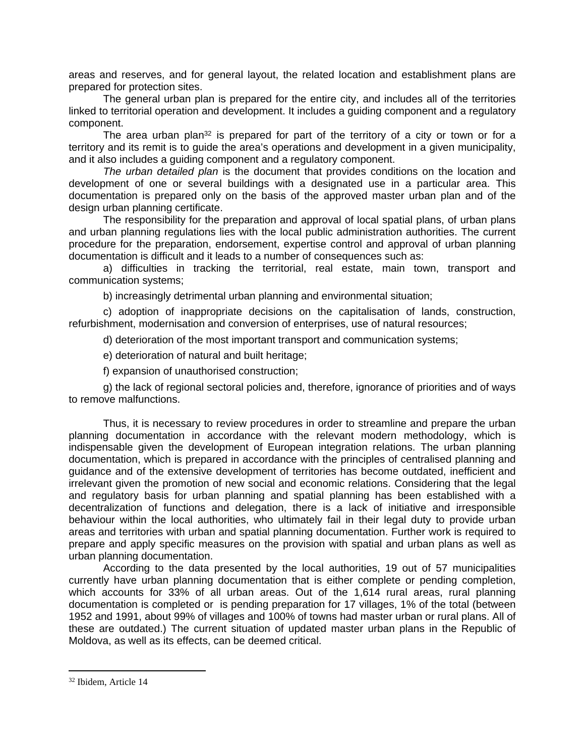areas and reserves, and for general layout, the related location and establishment plans are prepared for protection sites.

The general urban plan is prepared for the entire city, and includes all of the territories linked to territorial operation and development. It includes a guiding component and a regulatory component.

The area urban plan[32] is prepared for part of the territory of a city or town or for a territory and its remit is to guide the area's operations and development in a given municipality, and it also includes a guiding component and a regulatory component.

*The urban detailed plan* is the document that provides conditions on the location and development of one or several buildings with a designated use in a particular area. This documentation is prepared only on the basis of the approved master urban plan and of the design urban planning certificate.

The responsibility for the preparation and approval of local spatial plans, of urban plans and urban planning regulations lies with the local public administration authorities. The current procedure for the preparation, endorsement, expertise control and approval of urban planning documentation is difficult and it leads to a number of consequences such as:

a) difficulties in tracking the territorial, real estate, main town, transport and communication systems;

b) increasingly detrimental urban planning and environmental situation;

c) adoption of inappropriate decisions on the capitalisation of lands, construction, refurbishment, modernisation and conversion of enterprises, use of natural resources;

d) deterioration of the most important transport and communication systems;

e) deterioration of natural and built heritage;

f) expansion of unauthorised construction;

g) the lack of regional sectoral policies and, therefore, ignorance of priorities and of ways to remove malfunctions.

Thus, it is necessary to review procedures in order to streamline and prepare the urban planning documentation in accordance with the relevant modern methodology, which is indispensable given the development of European integration relations. The urban planning documentation, which is prepared in accordance with the principles of centralised planning and guidance and of the extensive development of territories has become outdated, inefficient and irrelevant given the promotion of new social and economic relations. Considering that the legal and regulatory basis for urban planning and spatial planning has been established with a decentralization of functions and delegation, there is a lack of initiative and irresponsible behaviour within the local authorities, who ultimately fail in their legal duty to provide urban areas and territories with urban and spatial planning documentation. Further work is required to prepare and apply specific measures on the provision with spatial and urban plans as well as urban planning documentation.

According to the data presented by the local authorities, 19 out of 57 municipalities currently have urban planning documentation that is either complete or pending completion, which accounts for 33% of all urban areas. Out of the 1,614 rural areas, rural planning documentation is completed or is pending preparation for 17 villages, 1% of the total (between 1952 and 1991, about 99% of villages and 100% of towns had master urban or rural plans. All of these are outdated.) The current situation of updated master urban plans in the Republic of Moldova, as well as its effects, can be deemed critical.

[32] Ibidem, Article 14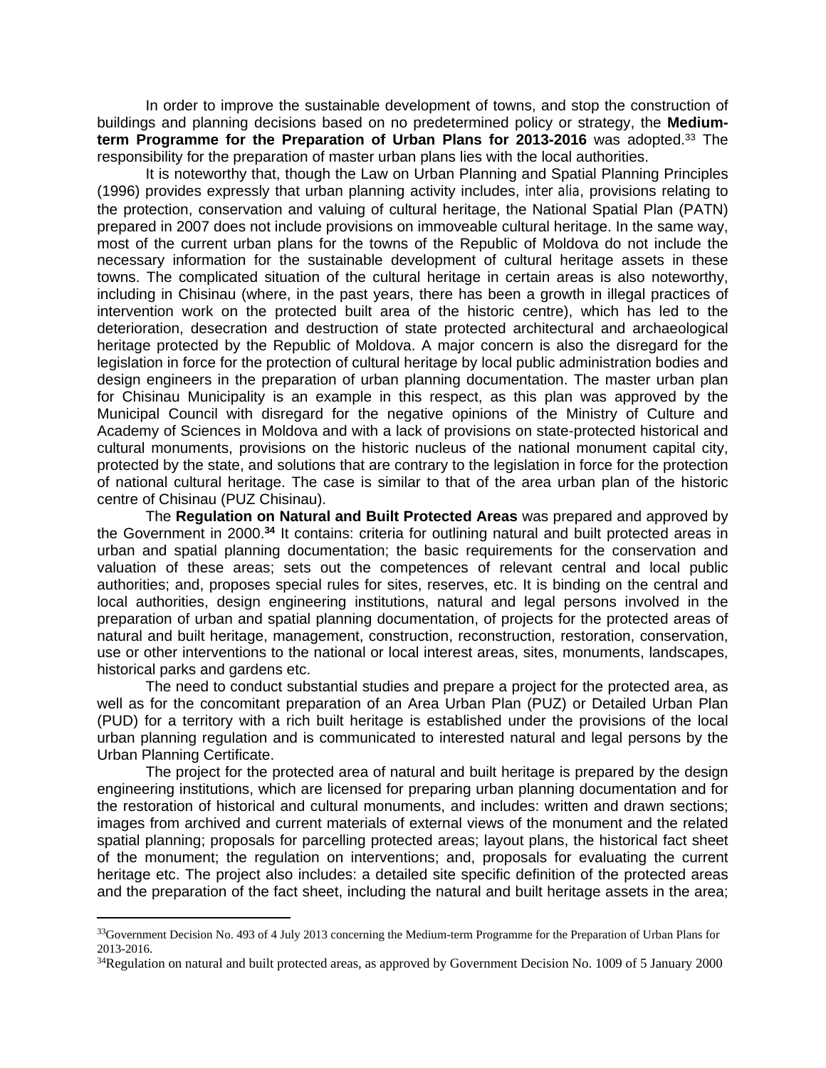In order to improve the sustainable development of towns, and stop the construction of buildings and planning decisions based on no predetermined policy or strategy, the **Medium-term Programme for the Preparation of Urban Plans for 2013-2016** was adopted.[33] The responsibility for the preparation of master urban plans lies with the local authorities.

It is noteworthy that, though the Law on Urban Planning and Spatial Planning Principles (1996) provides expressly that urban planning activity includes, *inter alia*, provisions relating to the protection, conservation and valuing of cultural heritage, the National Spatial Plan (PATN) prepared in 2007 does not include provisions on immoveable cultural heritage. In the same way, most of the current urban plans for the towns of the Republic of Moldova do not include the necessary information for the sustainable development of cultural heritage assets in these towns. The complicated situation of the cultural heritage in certain areas is also noteworthy, including in Chisinau (where, in the past years, there has been a growth in illegal practices of intervention work on the protected built area of the historic centre), which has led to the deterioration, desecration and destruction of state protected architectural and archaeological heritage protected by the Republic of Moldova. A major concern is also the disregard for the legislation in force for the protection of cultural heritage by local public administration bodies and design engineers in the preparation of urban planning documentation. The master urban plan for Chisinau Municipality is an example in this respect, as this plan was approved by the Municipal Council with disregard for the negative opinions of the Ministry of Culture and Academy of Sciences in Moldova and with a lack of provisions on state-protected historical and cultural monuments, provisions on the historic nucleus of the national monument capital city, protected by the state, and solutions that are contrary to the legislation in force for the protection of national cultural heritage. The case is similar to that of the area urban plan of the historic centre of Chisinau (PUZ Chisinau).

The **Regulation on Natural and Built Protected Areas** was prepared and approved by the Government in 2000.[34] It contains: criteria for outlining natural and built protected areas in urban and spatial planning documentation; the basic requirements for the conservation and valuation of these areas; sets out the competences of relevant central and local public authorities; and, proposes special rules for sites, reserves, etc. It is binding on the central and local authorities, design engineering institutions, natural and legal persons involved in the preparation of urban and spatial planning documentation, of projects for the protected areas of natural and built heritage, management, construction, reconstruction, restoration, conservation, use or other interventions to the national or local interest areas, sites, monuments, landscapes, historical parks and gardens etc.

The need to conduct substantial studies and prepare a project for the protected area, as well as for the concomitant preparation of an Area Urban Plan (PUZ) or Detailed Urban Plan (PUD) for a territory with a rich built heritage is established under the provisions of the local urban planning regulation and is communicated to interested natural and legal persons by the Urban Planning Certificate.

The project for the protected area of natural and built heritage is prepared by the design engineering institutions, which are licensed for preparing urban planning documentation and for the restoration of historical and cultural monuments, and includes: written and drawn sections; images from archived and current materials of external views of the monument and the related spatial planning; proposals for parcelling protected areas; layout plans, the historical fact sheet of the monument; the regulation on interventions; and, proposals for evaluating the current heritage etc. The project also includes: a detailed site specific definition of the protected areas and the preparation of the fact sheet, including the natural and built heritage assets in the area;

---

[33] Government Decision No. 493 of 4 July 2013 concerning the Medium-term Programme for the Preparation of Urban Plans for 2013-2016.

[34] Regulation on natural and built protected areas, as approved by Government Decision No. 1009 of 5 January 2000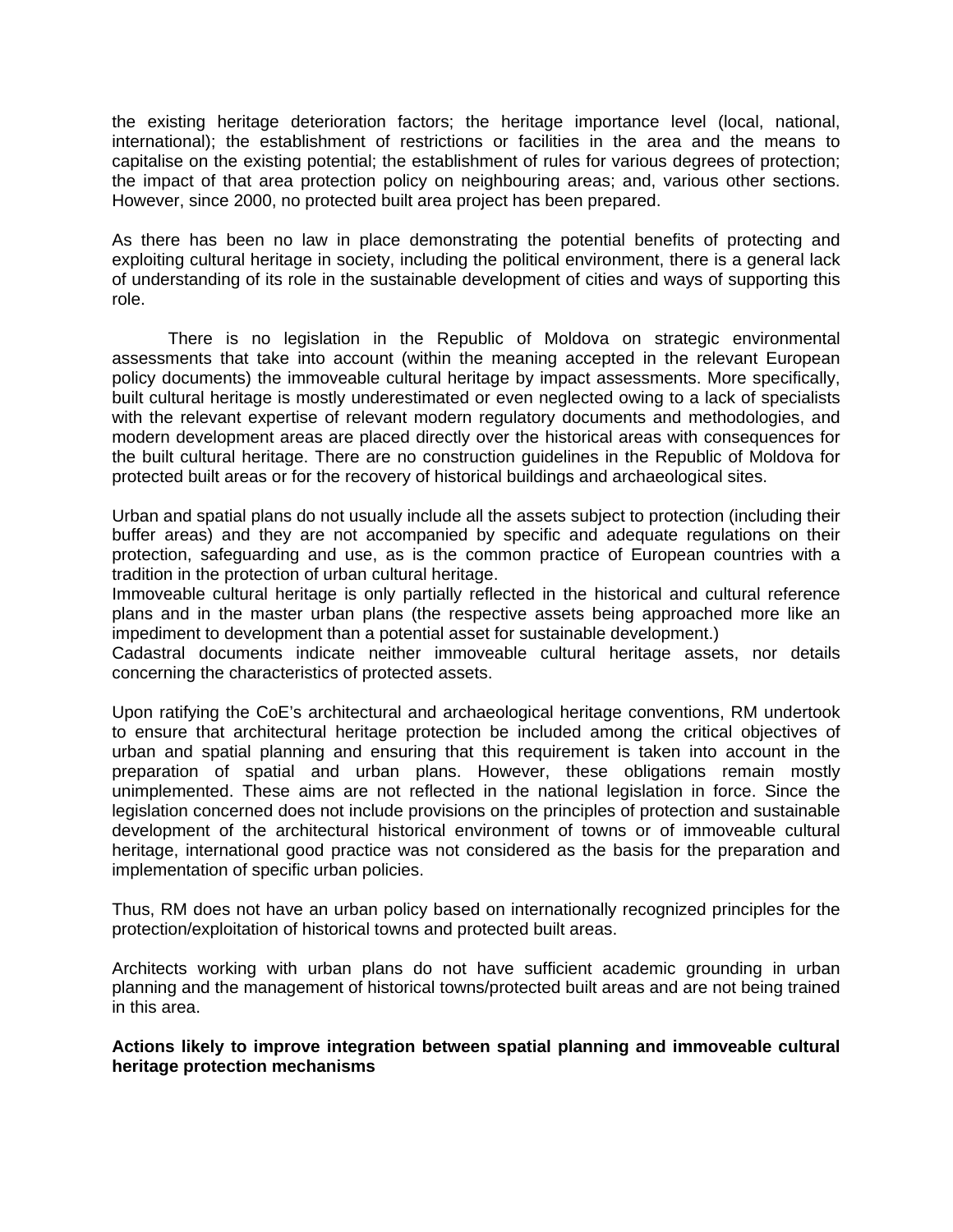the existing heritage deterioration factors; the heritage importance level (local, national, international); the establishment of restrictions or facilities in the area and the means to capitalise on the existing potential; the establishment of rules for various degrees of protection; the impact of that area protection policy on neighbouring areas; and, various other sections. However, since 2000, no protected built area project has been prepared.

As there has been no law in place demonstrating the potential benefits of protecting and exploiting cultural heritage in society, including the political environment, there is a general lack of understanding of its role in the sustainable development of cities and ways of supporting this role.

There is no legislation in the Republic of Moldova on strategic environmental assessments that take into account (within the meaning accepted in the relevant European policy documents) the immoveable cultural heritage by impact assessments. More specifically, built cultural heritage is mostly underestimated or even neglected owing to a lack of specialists with the relevant expertise of relevant modern regulatory documents and methodologies, and modern development areas are placed directly over the historical areas with consequences for the built cultural heritage. There are no construction guidelines in the Republic of Moldova for protected built areas or for the recovery of historical buildings and archaeological sites.

Urban and spatial plans do not usually include all the assets subject to protection (including their buffer areas) and they are not accompanied by specific and adequate regulations on their protection, safeguarding and use, as is the common practice of European countries with a tradition in the protection of urban cultural heritage.
Immoveable cultural heritage is only partially reflected in the historical and cultural reference plans and in the master urban plans (the respective assets being approached more like an impediment to development than a potential asset for sustainable development.)
Cadastral documents indicate neither immoveable cultural heritage assets, nor details concerning the characteristics of protected assets.

Upon ratifying the CoE's architectural and archaeological heritage conventions, RM undertook to ensure that architectural heritage protection be included among the critical objectives of urban and spatial planning and ensuring that this requirement is taken into account in the preparation of spatial and urban plans. However, these obligations remain mostly unimplemented. These aims are not reflected in the national legislation in force. Since the legislation concerned does not include provisions on the principles of protection and sustainable development of the architectural historical environment of towns or of immoveable cultural heritage, international good practice was not considered as the basis for the preparation and implementation of specific urban policies.

Thus, RM does not have an urban policy based on internationally recognized principles for the protection/exploitation of historical towns and protected built areas.

Architects working with urban plans do not have sufficient academic grounding in urban planning and the management of historical towns/protected built areas and are not being trained in this area.

**Actions likely to improve integration between spatial planning and immoveable cultural heritage protection mechanisms**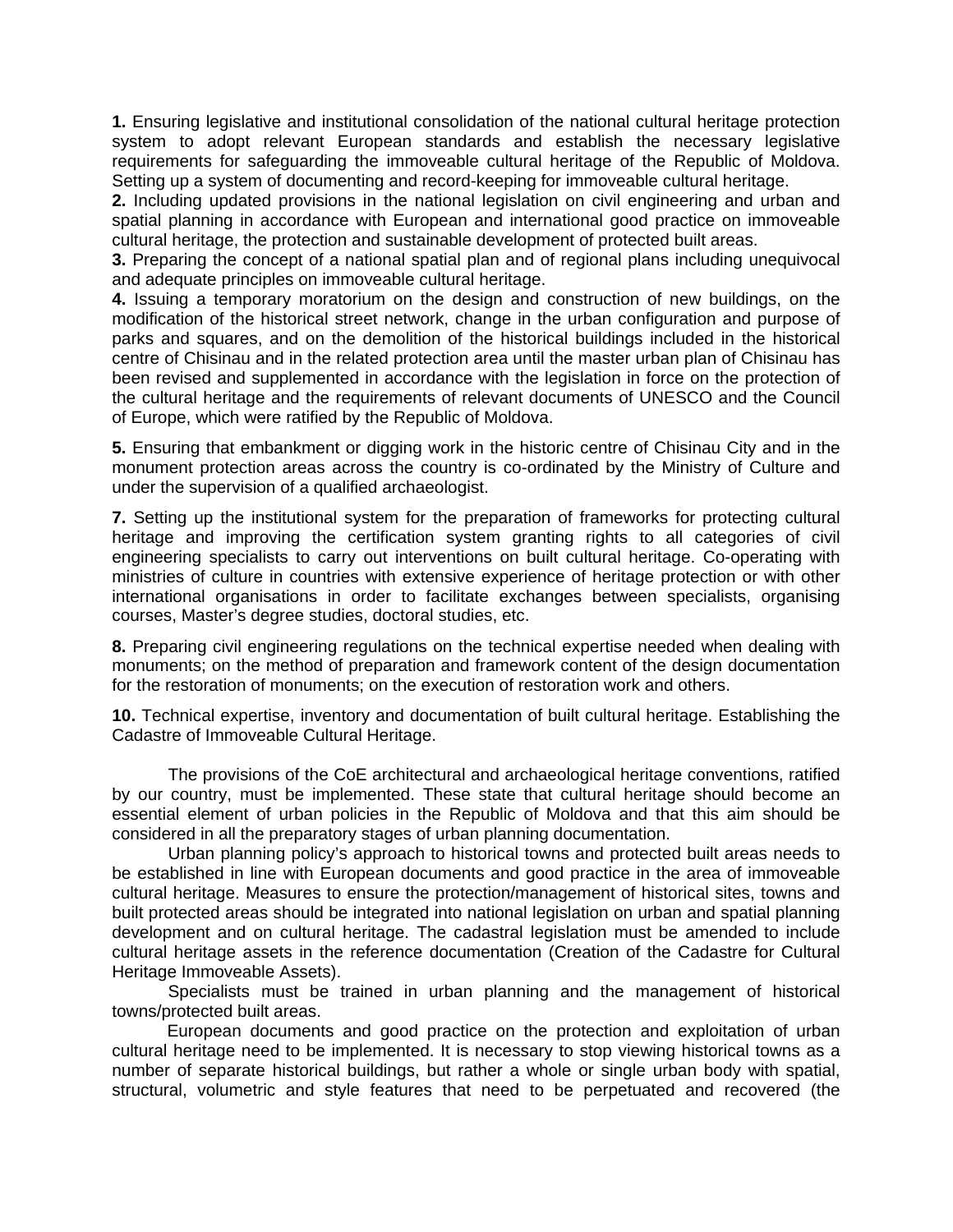**1.** Ensuring legislative and institutional consolidation of the national cultural heritage protection system to adopt relevant European standards and establish the necessary legislative requirements for safeguarding the immoveable cultural heritage of the Republic of Moldova. Setting up a system of documenting and record-keeping for immoveable cultural heritage.

**2.** Including updated provisions in the national legislation on civil engineering and urban and spatial planning in accordance with European and international good practice on immoveable cultural heritage, the protection and sustainable development of protected built areas.

**3.** Preparing the concept of a national spatial plan and of regional plans including unequivocal and adequate principles on immoveable cultural heritage.

**4.** Issuing a temporary moratorium on the design and construction of new buildings, on the modification of the historical street network, change in the urban configuration and purpose of parks and squares, and on the demolition of the historical buildings included in the historical centre of Chisinau and in the related protection area until the master urban plan of Chisinau has been revised and supplemented in accordance with the legislation in force on the protection of the cultural heritage and the requirements of relevant documents of UNESCO and the Council of Europe, which were ratified by the Republic of Moldova.

**5.** Ensuring that embankment or digging work in the historic centre of Chisinau City and in the monument protection areas across the country is co-ordinated by the Ministry of Culture and under the supervision of a qualified archaeologist.

**7.** Setting up the institutional system for the preparation of frameworks for protecting cultural heritage and improving the certification system granting rights to all categories of civil engineering specialists to carry out interventions on built cultural heritage. Co-operating with ministries of culture in countries with extensive experience of heritage protection or with other international organisations in order to facilitate exchanges between specialists, organising courses, Master's degree studies, doctoral studies, etc.

**8.** Preparing civil engineering regulations on the technical expertise needed when dealing with monuments; on the method of preparation and framework content of the design documentation for the restoration of monuments; on the execution of restoration work and others.

**10.** Technical expertise, inventory and documentation of built cultural heritage. Establishing the Cadastre of Immoveable Cultural Heritage.

The provisions of the CoE architectural and archaeological heritage conventions, ratified by our country, must be implemented. These state that cultural heritage should become an essential element of urban policies in the Republic of Moldova and that this aim should be considered in all the preparatory stages of urban planning documentation.

Urban planning policy's approach to historical towns and protected built areas needs to be established in line with European documents and good practice in the area of immoveable cultural heritage. Measures to ensure the protection/management of historical sites, towns and built protected areas should be integrated into national legislation on urban and spatial planning development and on cultural heritage. The cadastral legislation must be amended to include cultural heritage assets in the reference documentation (Creation of the Cadastre for Cultural Heritage Immoveable Assets).

Specialists must be trained in urban planning and the management of historical towns/protected built areas.

European documents and good practice on the protection and exploitation of urban cultural heritage need to be implemented. It is necessary to stop viewing historical towns as a number of separate historical buildings, but rather a whole or single urban body with spatial, structural, volumetric and style features that need to be perpetuated and recovered (the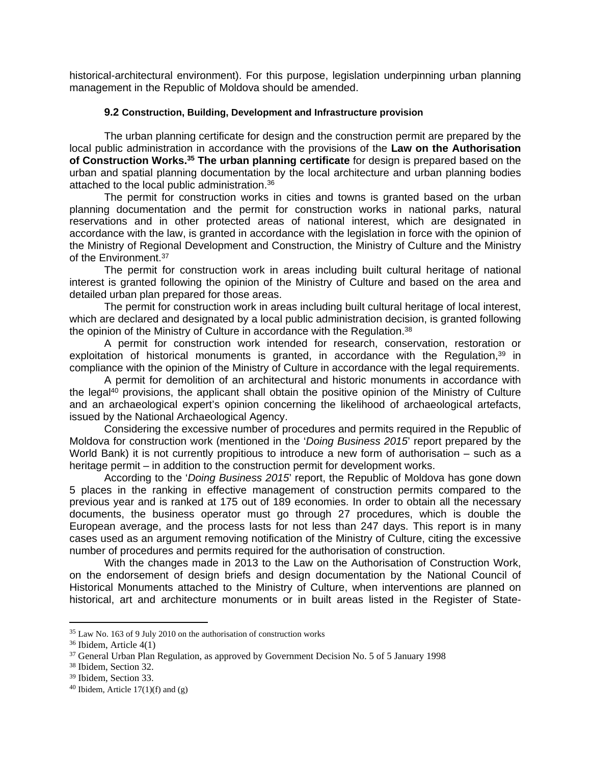historical-architectural environment). For this purpose, legislation underpinning urban planning management in the Republic of Moldova should be amended.

### 9.2 Construction, Building, Development and Infrastructure provision

The urban planning certificate for design and the construction permit are prepared by the local public administration in accordance with the provisions of the **Law on the Authorisation of Construction Works.[35] The urban planning certificate** for design is prepared based on the urban and spatial planning documentation by the local architecture and urban planning bodies attached to the local public administration.[36]

The permit for construction works in cities and towns is granted based on the urban planning documentation and the permit for construction works in national parks, natural reservations and in other protected areas of national interest, which are designated in accordance with the law, is granted in accordance with the legislation in force with the opinion of the Ministry of Regional Development and Construction, the Ministry of Culture and the Ministry of the Environment.[37]

The permit for construction work in areas including built cultural heritage of national interest is granted following the opinion of the Ministry of Culture and based on the area and detailed urban plan prepared for those areas.

The permit for construction work in areas including built cultural heritage of local interest, which are declared and designated by a local public administration decision, is granted following the opinion of the Ministry of Culture in accordance with the Regulation.[38]

A permit for construction work intended for research, conservation, restoration or exploitation of historical monuments is granted, in accordance with the Regulation,[39] in compliance with the opinion of the Ministry of Culture in accordance with the legal requirements.

A permit for demolition of an architectural and historic monuments in accordance with the legal[40] provisions, the applicant shall obtain the positive opinion of the Ministry of Culture and an archaeological expert's opinion concerning the likelihood of archaeological artefacts, issued by the National Archaeological Agency.

Considering the excessive number of procedures and permits required in the Republic of Moldova for construction work (mentioned in the '*Doing Business 2015*' report prepared by the World Bank) it is not currently propitious to introduce a new form of authorisation – such as a heritage permit – in addition to the construction permit for development works.

According to the '*Doing Business 2015*' report, the Republic of Moldova has gone down 5 places in the ranking in effective management of construction permits compared to the previous year and is ranked at 175 out of 189 economies. In order to obtain all the necessary documents, the business operator must go through 27 procedures, which is double the European average, and the process lasts for not less than 247 days. This report is in many cases used as an argument removing notification of the Ministry of Culture, citing the excessive number of procedures and permits required for the authorisation of construction.

With the changes made in 2013 to the Law on the Authorisation of Construction Work, on the endorsement of design briefs and design documentation by the National Council of Historical Monuments attached to the Ministry of Culture, when interventions are planned on historical, art and architecture monuments or in built areas listed in the Register of State-

---

[35] Law No. 163 of 9 July 2010 on the authorisation of construction works

[36] Ibidem, Article 4(1)

[37] General Urban Plan Regulation, as approved by Government Decision No. 5 of 5 January 1998

[38] Ibidem, Section 32.

[39] Ibidem, Section 33.

[40] Ibidem, Article 17(1)(f) and (g)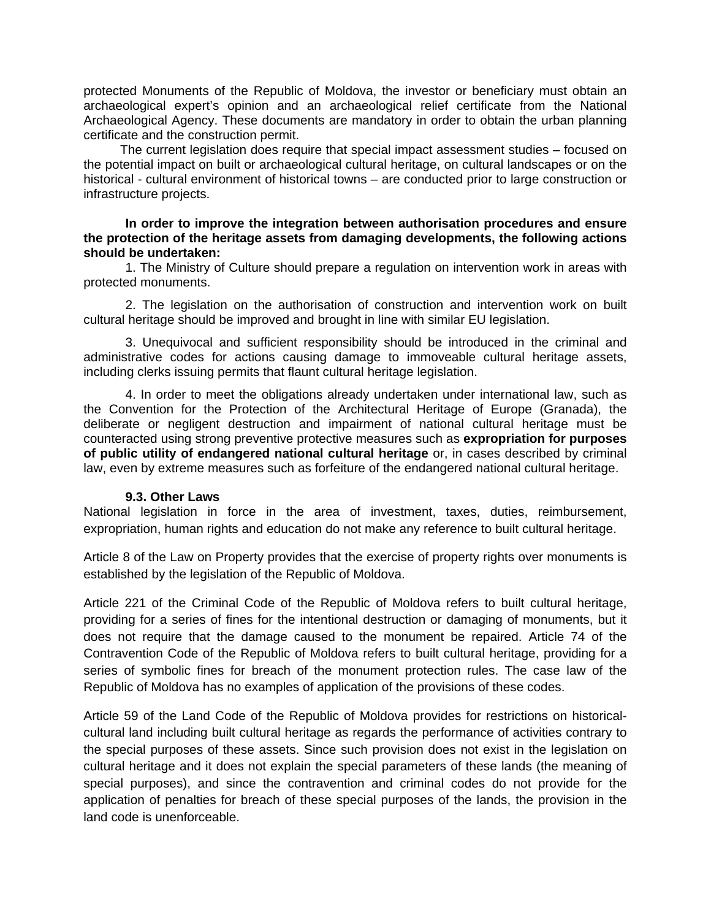protected Monuments of the Republic of Moldova, the investor or beneficiary must obtain an archaeological expert's opinion and an archaeological relief certificate from the National Archaeological Agency. These documents are mandatory in order to obtain the urban planning certificate and the construction permit.

The current legislation does require that special impact assessment studies – focused on the potential impact on built or archaeological cultural heritage, on cultural landscapes or on the historical - cultural environment of historical towns – are conducted prior to large construction or infrastructure projects.

**In order to improve the integration between authorisation procedures and ensure the protection of the heritage assets from damaging developments, the following actions should be undertaken:**

1. The Ministry of Culture should prepare a regulation on intervention work in areas with protected monuments.

2. The legislation on the authorisation of construction and intervention work on built cultural heritage should be improved and brought in line with similar EU legislation.

3. Unequivocal and sufficient responsibility should be introduced in the criminal and administrative codes for actions causing damage to immoveable cultural heritage assets, including clerks issuing permits that flaunt cultural heritage legislation.

4. In order to meet the obligations already undertaken under international law, such as the Convention for the Protection of the Architectural Heritage of Europe (Granada), the deliberate or negligent destruction and impairment of national cultural heritage must be counteracted using strong preventive protective measures such as **expropriation for purposes of public utility of endangered national cultural heritage** or, in cases described by criminal law, even by extreme measures such as forfeiture of the endangered national cultural heritage.

### 9.3. Other Laws

National legislation in force in the area of investment, taxes, duties, reimbursement, expropriation, human rights and education do not make any reference to built cultural heritage.

Article 8 of the Law on Property provides that the exercise of property rights over monuments is established by the legislation of the Republic of Moldova.

Article 221 of the Criminal Code of the Republic of Moldova refers to built cultural heritage, providing for a series of fines for the intentional destruction or damaging of monuments, but it does not require that the damage caused to the monument be repaired. Article 74 of the Contravention Code of the Republic of Moldova refers to built cultural heritage, providing for a series of symbolic fines for breach of the monument protection rules. The case law of the Republic of Moldova has no examples of application of the provisions of these codes.

Article 59 of the Land Code of the Republic of Moldova provides for restrictions on historical-cultural land including built cultural heritage as regards the performance of activities contrary to the special purposes of these assets. Since such provision does not exist in the legislation on cultural heritage and it does not explain the special parameters of these lands (the meaning of special purposes), and since the contravention and criminal codes do not provide for the application of penalties for breach of these special purposes of the lands, the provision in the land code is unenforceable.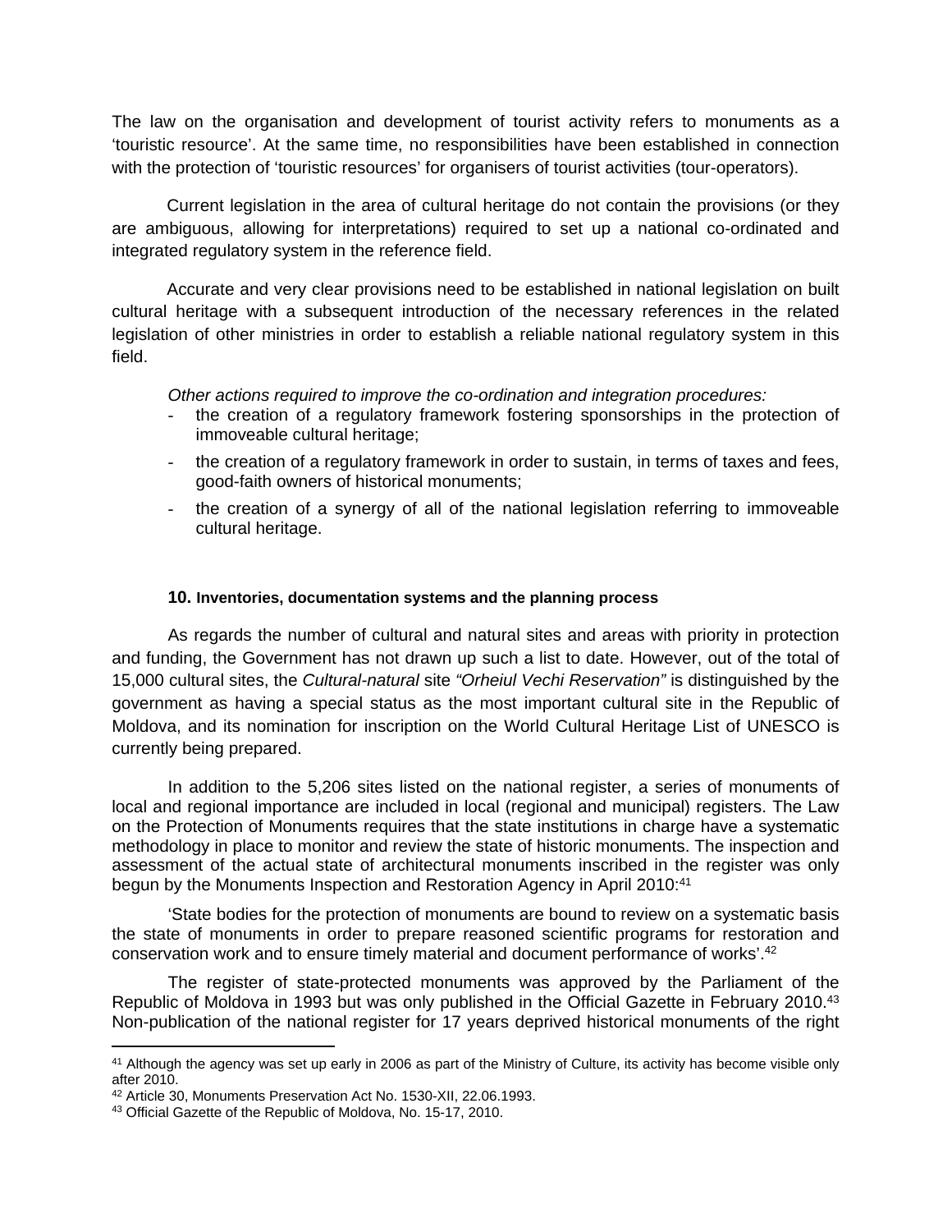The law on the organisation and development of tourist activity refers to monuments as a 'touristic resource'. At the same time, no responsibilities have been established in connection with the protection of 'touristic resources' for organisers of tourist activities (tour-operators).

Current legislation in the area of cultural heritage do not contain the provisions (or they are ambiguous, allowing for interpretations) required to set up a national co-ordinated and integrated regulatory system in the reference field.

Accurate and very clear provisions need to be established in national legislation on built cultural heritage with a subsequent introduction of the necessary references in the related legislation of other ministries in order to establish a reliable national regulatory system in this field.

*Other actions required to improve the co-ordination and integration procedures:*

- the creation of a regulatory framework fostering sponsorships in the protection of immoveable cultural heritage;
- the creation of a regulatory framework in order to sustain, in terms of taxes and fees, good-faith owners of historical monuments;
- the creation of a synergy of all of the national legislation referring to immoveable cultural heritage.

### 10. Inventories, documentation systems and the planning process

As regards the number of cultural and natural sites and areas with priority in protection and funding, the Government has not drawn up such a list to date. However, out of the total of 15,000 cultural sites, the *Cultural-natural* site *"Orheiul Vechi Reservation"* is distinguished by the government as having a special status as the most important cultural site in the Republic of Moldova, and its nomination for inscription on the World Cultural Heritage List of UNESCO is currently being prepared.

In addition to the 5,206 sites listed on the national register, a series of monuments of local and regional importance are included in local (regional and municipal) registers. The Law on the Protection of Monuments requires that the state institutions in charge have a systematic methodology in place to monitor and review the state of historic monuments. The inspection and assessment of the actual state of architectural monuments inscribed in the register was only begun by the Monuments Inspection and Restoration Agency in April 2010:[41]

'State bodies for the protection of monuments are bound to review on a systematic basis the state of monuments in order to prepare reasoned scientific programs for restoration and conservation work and to ensure timely material and document performance of works'.[42]

The register of state-protected monuments was approved by the Parliament of the Republic of Moldova in 1993 but was only published in the Official Gazette in February 2010.[43] Non-publication of the national register for 17 years deprived historical monuments of the right

---

[41] Although the agency was set up early in 2006 as part of the Ministry of Culture, its activity has become visible only after 2010.

[42] Article 30, Monuments Preservation Act No. 1530-XII, 22.06.1993.

[43] Official Gazette of the Republic of Moldova, No. 15-17, 2010.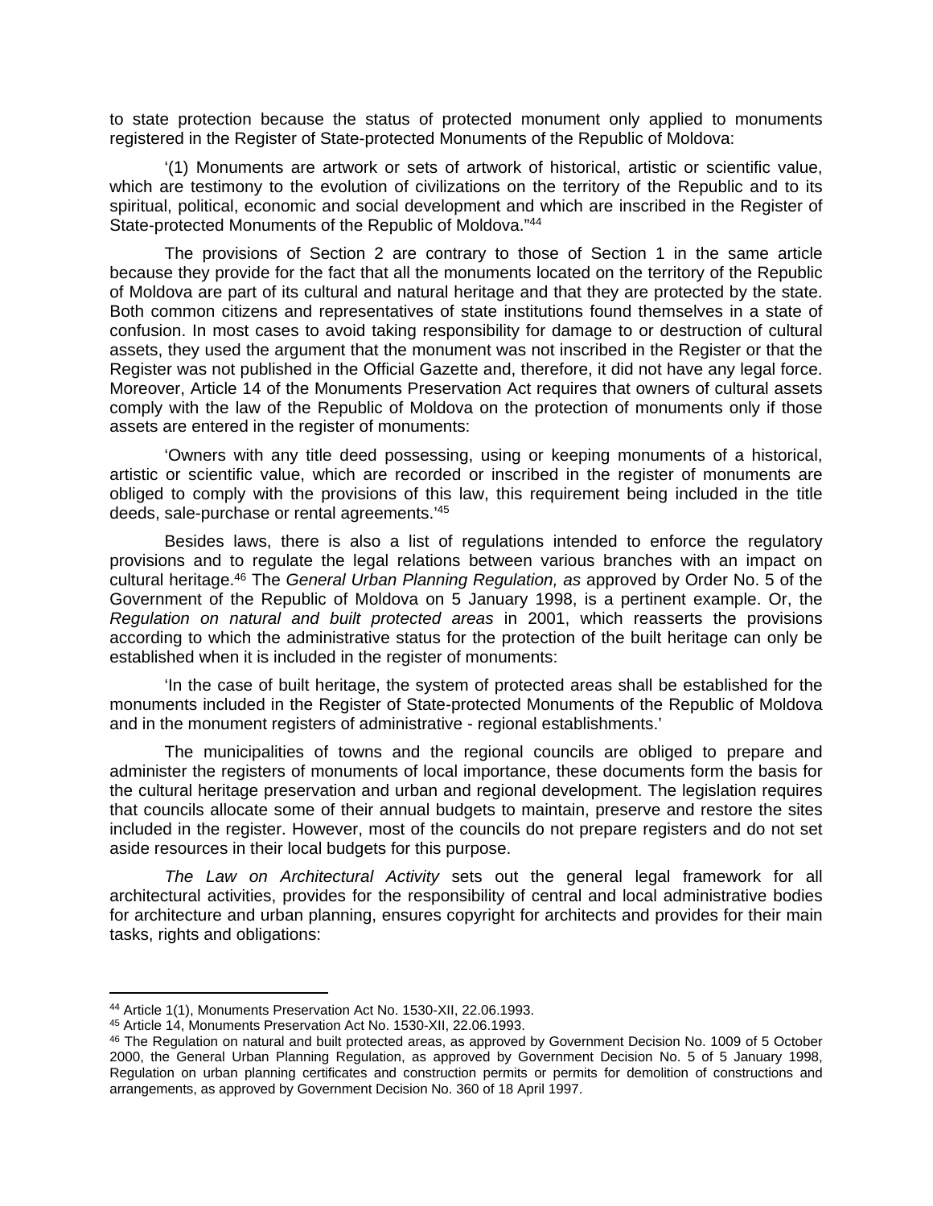to state protection because the status of protected monument only applied to monuments registered in the Register of State-protected Monuments of the Republic of Moldova:

‘(1) Monuments are artwork or sets of artwork of historical, artistic or scientific value, which are testimony to the evolution of civilizations on the territory of the Republic and to its spiritual, political, economic and social development and which are inscribed in the Register of State-protected Monuments of the Republic of Moldova.”[44]

The provisions of Section 2 are contrary to those of Section 1 in the same article because they provide for the fact that all the monuments located on the territory of the Republic of Moldova are part of its cultural and natural heritage and that they are protected by the state. Both common citizens and representatives of state institutions found themselves in a state of confusion. In most cases to avoid taking responsibility for damage to or destruction of cultural assets, they used the argument that the monument was not inscribed in the Register or that the Register was not published in the Official Gazette and, therefore, it did not have any legal force. Moreover, Article 14 of the Monuments Preservation Act requires that owners of cultural assets comply with the law of the Republic of Moldova on the protection of monuments only if those assets are entered in the register of monuments:

‘Owners with any title deed possessing, using or keeping monuments of a historical, artistic or scientific value, which are recorded or inscribed in the register of monuments are obliged to comply with the provisions of this law, this requirement being included in the title deeds, sale-purchase or rental agreements.’[45]

Besides laws, there is also a list of regulations intended to enforce the regulatory provisions and to regulate the legal relations between various branches with an impact on cultural heritage.[46] The *General Urban Planning Regulation, as* approved by Order No. 5 of the Government of the Republic of Moldova on 5 January 1998, is a pertinent example. Or, the *Regulation on natural and built protected areas* in 2001, which reasserts the provisions according to which the administrative status for the protection of the built heritage can only be established when it is included in the register of monuments:

‘In the case of built heritage, the system of protected areas shall be established for the monuments included in the Register of State-protected Monuments of the Republic of Moldova and in the monument registers of administrative - regional establishments.’

The municipalities of towns and the regional councils are obliged to prepare and administer the registers of monuments of local importance, these documents form the basis for the cultural heritage preservation and urban and regional development. The legislation requires that councils allocate some of their annual budgets to maintain, preserve and restore the sites included in the register. However, most of the councils do not prepare registers and do not set aside resources in their local budgets for this purpose.

*The Law on Architectural Activity* sets out the general legal framework for all architectural activities, provides for the responsibility of central and local administrative bodies for architecture and urban planning, ensures copyright for architects and provides for their main tasks, rights and obligations:

---

[44] Article 1(1), Monuments Preservation Act No. 1530-XII, 22.06.1993.

[45] Article 14, Monuments Preservation Act No. 1530-XII, 22.06.1993.

[46] The Regulation on natural and built protected areas, as approved by Government Decision No. 1009 of 5 October 2000, the General Urban Planning Regulation, as approved by Government Decision No. 5 of 5 January 1998, Regulation on urban planning certificates and construction permits or permits for demolition of constructions and arrangements, as approved by Government Decision No. 360 of 18 April 1997.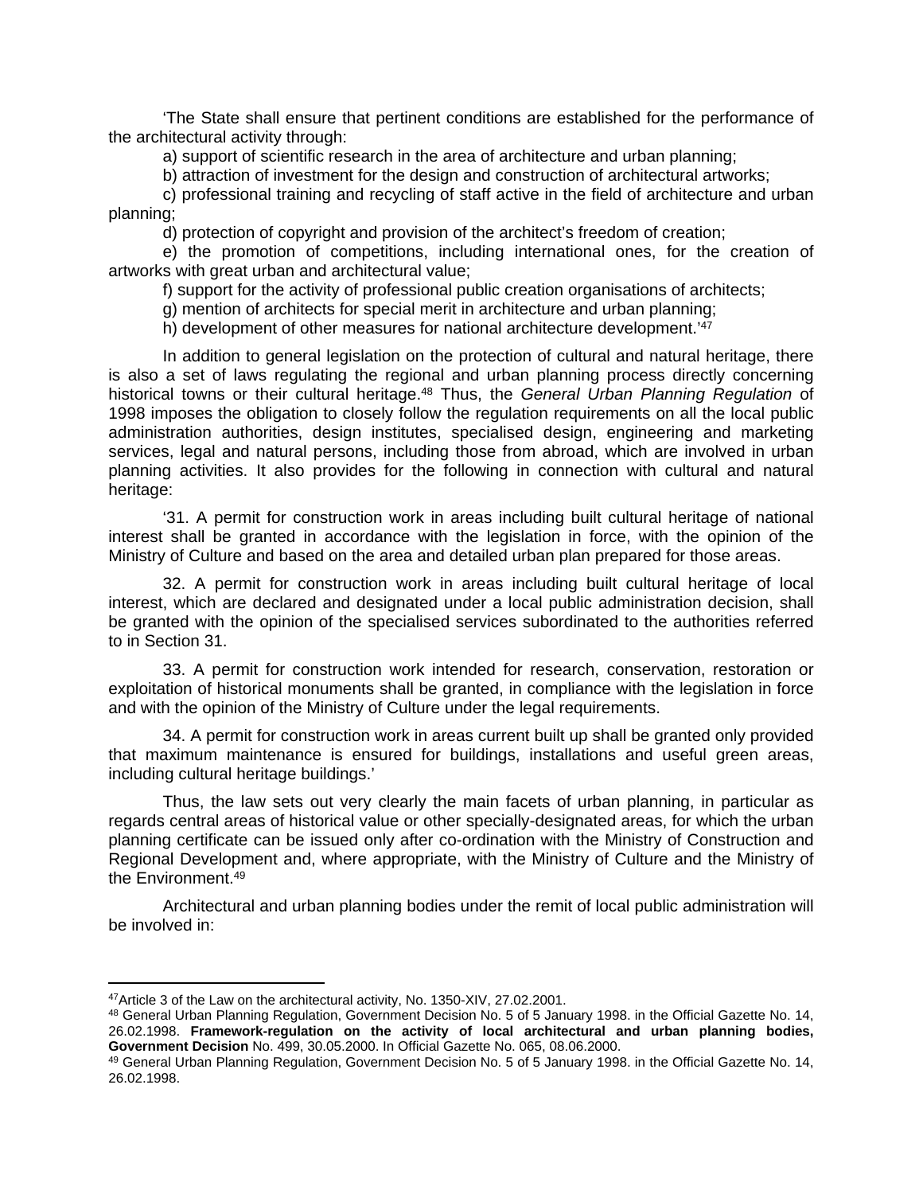'The State shall ensure that pertinent conditions are established for the performance of the architectural activity through:

a) support of scientific research in the area of architecture and urban planning;

b) attraction of investment for the design and construction of architectural artworks;

c) professional training and recycling of staff active in the field of architecture and urban planning;

d) protection of copyright and provision of the architect's freedom of creation;

e) the promotion of competitions, including international ones, for the creation of artworks with great urban and architectural value;

f) support for the activity of professional public creation organisations of architects;

g) mention of architects for special merit in architecture and urban planning;

h) development of other measures for national architecture development.'[47]

In addition to general legislation on the protection of cultural and natural heritage, there is also a set of laws regulating the regional and urban planning process directly concerning historical towns or their cultural heritage.[48] Thus, the *General Urban Planning Regulation* of 1998 imposes the obligation to closely follow the regulation requirements on all the local public administration authorities, design institutes, specialised design, engineering and marketing services, legal and natural persons, including those from abroad, which are involved in urban planning activities. It also provides for the following in connection with cultural and natural heritage:

'31. A permit for construction work in areas including built cultural heritage of national interest shall be granted in accordance with the legislation in force, with the opinion of the Ministry of Culture and based on the area and detailed urban plan prepared for those areas.

32. A permit for construction work in areas including built cultural heritage of local interest, which are declared and designated under a local public administration decision, shall be granted with the opinion of the specialised services subordinated to the authorities referred to in Section 31.

33. A permit for construction work intended for research, conservation, restoration or exploitation of historical monuments shall be granted, in compliance with the legislation in force and with the opinion of the Ministry of Culture under the legal requirements.

34. A permit for construction work in areas current built up shall be granted only provided that maximum maintenance is ensured for buildings, installations and useful green areas, including cultural heritage buildings.'

Thus, the law sets out very clearly the main facets of urban planning, in particular as regards central areas of historical value or other specially-designated areas, for which the urban planning certificate can be issued only after co-ordination with the Ministry of Construction and Regional Development and, where appropriate, with the Ministry of Culture and the Ministry of the Environment.[49]

Architectural and urban planning bodies under the remit of local public administration will be involved in:

---

[47] Article 3 of the Law on the architectural activity, No. 1350-XIV, 27.02.2001.

[48] General Urban Planning Regulation, Government Decision No. 5 of 5 January 1998. in the Official Gazette No. 14, 26.02.1998. **Framework-regulation on the activity of local architectural and urban planning bodies, Government Decision** No. 499, 30.05.2000. In Official Gazette No. 065, 08.06.2000.

[49] General Urban Planning Regulation, Government Decision No. 5 of 5 January 1998. in the Official Gazette No. 14, 26.02.1998.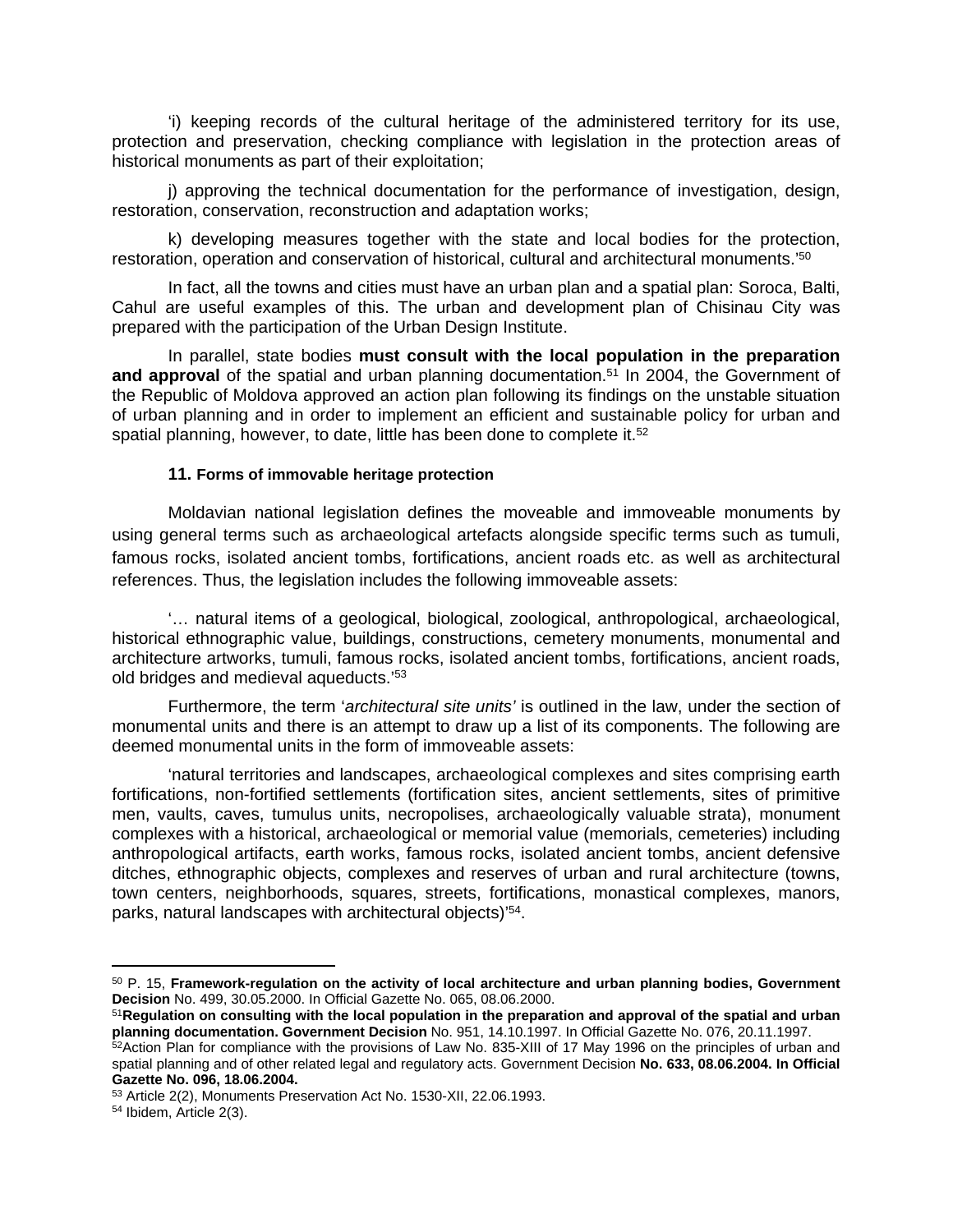'i) keeping records of the cultural heritage of the administered territory for its use, protection and preservation, checking compliance with legislation in the protection areas of historical monuments as part of their exploitation;

j) approving the technical documentation for the performance of investigation, design, restoration, conservation, reconstruction and adaptation works;

k) developing measures together with the state and local bodies for the protection, restoration, operation and conservation of historical, cultural and architectural monuments.'[50]

In fact, all the towns and cities must have an urban plan and a spatial plan: Soroca, Balti, Cahul are useful examples of this. The urban and development plan of Chisinau City was prepared with the participation of the Urban Design Institute.

In parallel, state bodies **must consult with the local population in the preparation and approval** of the spatial and urban planning documentation.[51] In 2004, the Government of the Republic of Moldova approved an action plan following its findings on the unstable situation of urban planning and in order to implement an efficient and sustainable policy for urban and spatial planning, however, to date, little has been done to complete it.[52]

#### **11. Forms of immovable heritage protection**

Moldavian national legislation defines the moveable and immoveable monuments by using general terms such as archaeological artefacts alongside specific terms such as tumuli, famous rocks, isolated ancient tombs, fortifications, ancient roads etc. as well as architectural references. Thus, the legislation includes the following immoveable assets:

'… natural items of a geological, biological, zoological, anthropological, archaeological, historical ethnographic value, buildings, constructions, cemetery monuments, monumental and architecture artworks, tumuli, famous rocks, isolated ancient tombs, fortifications, ancient roads, old bridges and medieval aqueducts.'[53]

Furthermore, the term '*architectural site units'* is outlined in the law, under the section of monumental units and there is an attempt to draw up a list of its components. The following are deemed monumental units in the form of immoveable assets:

'natural territories and landscapes, archaeological complexes and sites comprising earth fortifications, non-fortified settlements (fortification sites, ancient settlements, sites of primitive men, vaults, caves, tumulus units, necropolises, archaeologically valuable strata), monument complexes with a historical, archaeological or memorial value (memorials, cemeteries) including anthropological artifacts, earth works, famous rocks, isolated ancient tombs, ancient defensive ditches, ethnographic objects, complexes and reserves of urban and rural architecture (towns, town centers, neighborhoods, squares, streets, fortifications, monastical complexes, manors, parks, natural landscapes with architectural objects)'[54].

---

[50] P. 15, **Framework-regulation on the activity of local architecture and urban planning bodies, Government Decision** No. 499, 30.05.2000. In Official Gazette No. 065, 08.06.2000.

[51] **Regulation on consulting with the local population in the preparation and approval of the spatial and urban planning documentation. Government Decision** No. 951, 14.10.1997. In Official Gazette No. 076, 20.11.1997.

[52] Action Plan for compliance with the provisions of Law No. 835-XIII of 17 May 1996 on the principles of urban and spatial planning and of other related legal and regulatory acts. Government Decision **No. 633, 08.06.2004. In Official Gazette No. 096, 18.06.2004.**

[53] Article 2(2), Monuments Preservation Act No. 1530-XII, 22.06.1993.

[54] Ibidem, Article 2(3).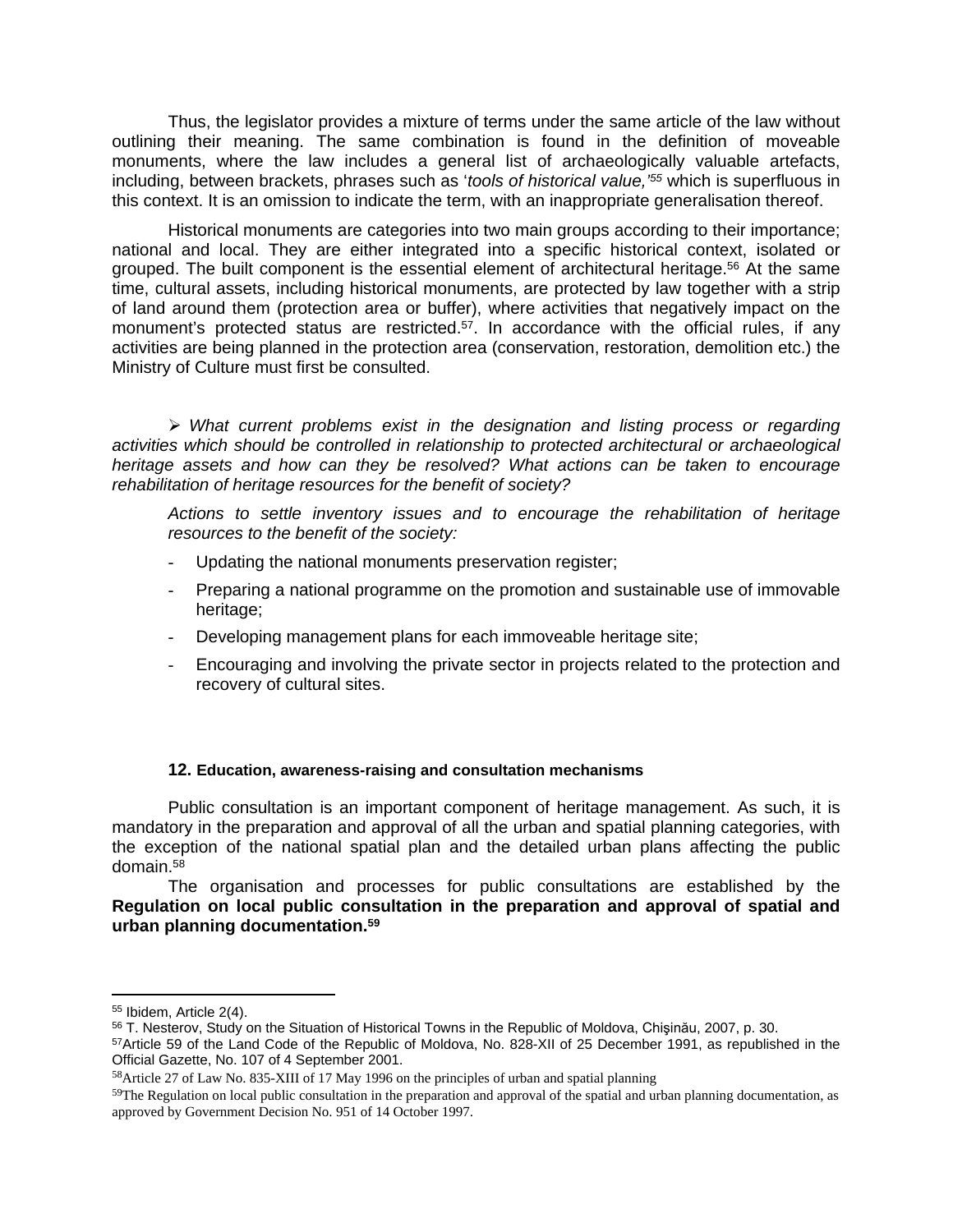Thus, the legislator provides a mixture of terms under the same article of the law without outlining their meaning. The same combination is found in the definition of moveable monuments, where the law includes a general list of archaeologically valuable artefacts, including, between brackets, phrases such as '*tools of historical value,'*[55] which is superfluous in this context. It is an omission to indicate the term, with an inappropriate generalisation thereof.

Historical monuments are categories into two main groups according to their importance; national and local. They are either integrated into a specific historical context, isolated or grouped. The built component is the essential element of architectural heritage.[56] At the same time, cultural assets, including historical monuments, are protected by law together with a strip of land around them (protection area or buffer), where activities that negatively impact on the monument's protected status are restricted.[57]. In accordance with the official rules, if any activities are being planned in the protection area (conservation, restoration, demolition etc.) the Ministry of Culture must first be consulted.

➢ *What current problems exist in the designation and listing process or regarding activities which should be controlled in relationship to protected architectural or archaeological heritage assets and how can they be resolved? What actions can be taken to encourage rehabilitation of heritage resources for the benefit of society?*

*Actions to settle inventory issues and to encourage the rehabilitation of heritage resources to the benefit of the society:*

- Updating the national monuments preservation register;
- Preparing a national programme on the promotion and sustainable use of immovable heritage;
- Developing management plans for each immoveable heritage site;
- Encouraging and involving the private sector in projects related to the protection and recovery of cultural sites.

## 12. Education, awareness-raising and consultation mechanisms

Public consultation is an important component of heritage management. As such, it is mandatory in the preparation and approval of all the urban and spatial planning categories, with the exception of the national spatial plan and the detailed urban plans affecting the public domain.[58]

The organisation and processes for public consultations are established by the **Regulation on local public consultation in the preparation and approval of spatial and urban planning documentation.[59]**

---

[55] Ibidem, Article 2(4).

[56] T. Nesterov, Study on the Situation of Historical Towns in the Republic of Moldova, Chişinău, 2007, p. 30.

[57] Article 59 of the Land Code of the Republic of Moldova, No. 828-XII of 25 December 1991, as republished in the Official Gazette, No. 107 of 4 September 2001.

[58] Article 27 of Law No. 835-XIII of 17 May 1996 on the principles of urban and spatial planning

[59] The Regulation on local public consultation in the preparation and approval of the spatial and urban planning documentation, as approved by Government Decision No. 951 of 14 October 1997.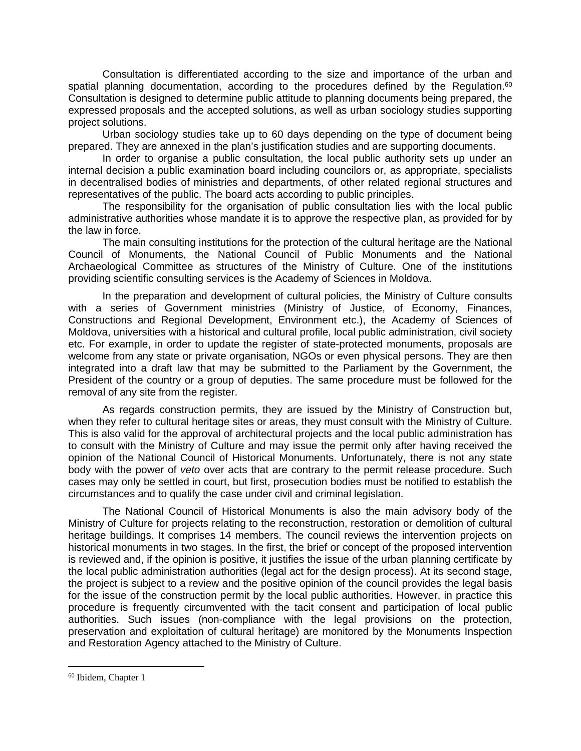Consultation is differentiated according to the size and importance of the urban and spatial planning documentation, according to the procedures defined by the Regulation.[60] Consultation is designed to determine public attitude to planning documents being prepared, the expressed proposals and the accepted solutions, as well as urban sociology studies supporting project solutions.

Urban sociology studies take up to 60 days depending on the type of document being prepared. They are annexed in the plan's justification studies and are supporting documents.

In order to organise a public consultation, the local public authority sets up under an internal decision a public examination board including councilors or, as appropriate, specialists in decentralised bodies of ministries and departments, of other related regional structures and representatives of the public. The board acts according to public principles.

The responsibility for the organisation of public consultation lies with the local public administrative authorities whose mandate it is to approve the respective plan, as provided for by the law in force.

The main consulting institutions for the protection of the cultural heritage are the National Council of Monuments, the National Council of Public Monuments and the National Archaeological Committee as structures of the Ministry of Culture. One of the institutions providing scientific consulting services is the Academy of Sciences in Moldova.

In the preparation and development of cultural policies, the Ministry of Culture consults with a series of Government ministries (Ministry of Justice, of Economy, Finances, Constructions and Regional Development, Environment etc.), the Academy of Sciences of Moldova, universities with a historical and cultural profile, local public administration, civil society etc. For example, in order to update the register of state-protected monuments, proposals are welcome from any state or private organisation, NGOs or even physical persons. They are then integrated into a draft law that may be submitted to the Parliament by the Government, the President of the country or a group of deputies. The same procedure must be followed for the removal of any site from the register.

As regards construction permits, they are issued by the Ministry of Construction but, when they refer to cultural heritage sites or areas, they must consult with the Ministry of Culture. This is also valid for the approval of architectural projects and the local public administration has to consult with the Ministry of Culture and may issue the permit only after having received the opinion of the National Council of Historical Monuments. Unfortunately, there is not any state body with the power of *veto* over acts that are contrary to the permit release procedure. Such cases may only be settled in court, but first, prosecution bodies must be notified to establish the circumstances and to qualify the case under civil and criminal legislation.

The National Council of Historical Monuments is also the main advisory body of the Ministry of Culture for projects relating to the reconstruction, restoration or demolition of cultural heritage buildings. It comprises 14 members. The council reviews the intervention projects on historical monuments in two stages. In the first, the brief or concept of the proposed intervention is reviewed and, if the opinion is positive, it justifies the issue of the urban planning certificate by the local public administration authorities (legal act for the design process). At its second stage, the project is subject to a review and the positive opinion of the council provides the legal basis for the issue of the construction permit by the local public authorities. However, in practice this procedure is frequently circumvented with the tacit consent and participation of local public authorities. Such issues (non-compliance with the legal provisions on the protection, preservation and exploitation of cultural heritage) are monitored by the Monuments Inspection and Restoration Agency attached to the Ministry of Culture.

---

[60] Ibidem, Chapter 1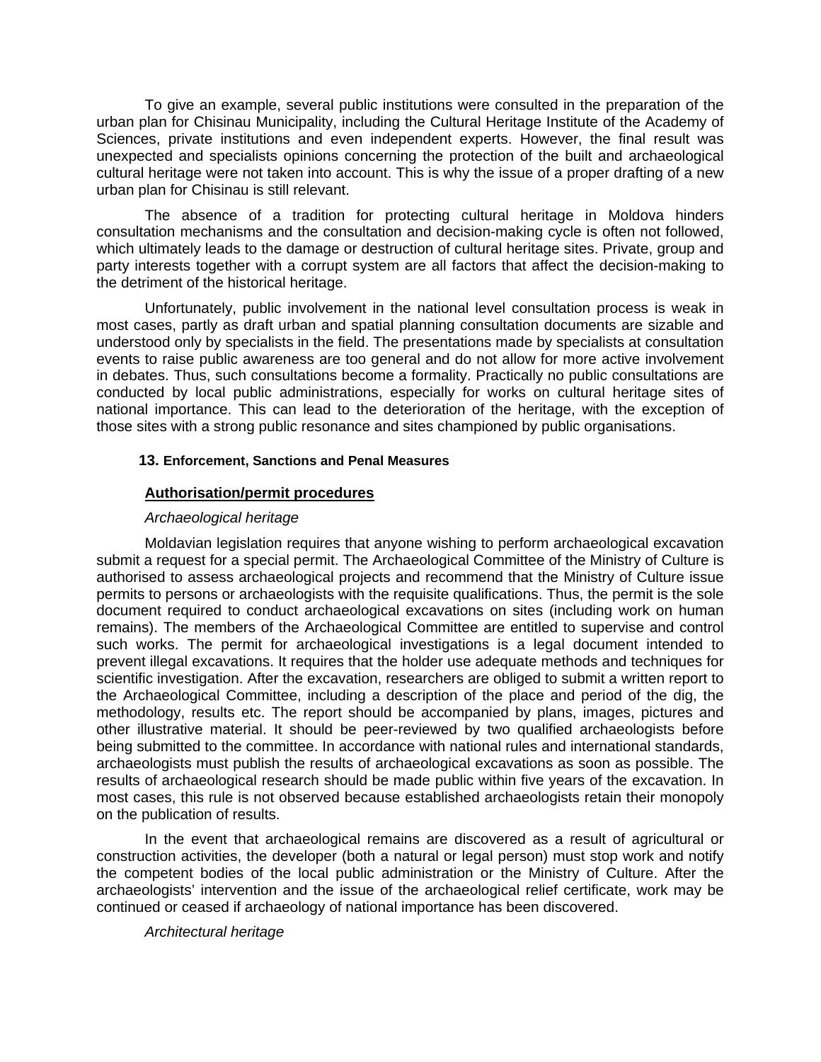To give an example, several public institutions were consulted in the preparation of the urban plan for Chisinau Municipality, including the Cultural Heritage Institute of the Academy of Sciences, private institutions and even independent experts. However, the final result was unexpected and specialists opinions concerning the protection of the built and archaeological cultural heritage were not taken into account. This is why the issue of a proper drafting of a new urban plan for Chisinau is still relevant.

The absence of a tradition for protecting cultural heritage in Moldova hinders consultation mechanisms and the consultation and decision-making cycle is often not followed, which ultimately leads to the damage or destruction of cultural heritage sites. Private, group and party interests together with a corrupt system are all factors that affect the decision-making to the detriment of the historical heritage.

Unfortunately, public involvement in the national level consultation process is weak in most cases, partly as draft urban and spatial planning consultation documents are sizable and understood only by specialists in the field. The presentations made by specialists at consultation events to raise public awareness are too general and do not allow for more active involvement in debates. Thus, such consultations become a formality. Practically no public consultations are conducted by local public administrations, especially for works on cultural heritage sites of national importance. This can lead to the deterioration of the heritage, with the exception of those sites with a strong public resonance and sites championed by public organisations.

### 13. Enforcement, Sanctions and Penal Measures

**Authorisation/permit procedures**

*Archaeological heritage*

Moldavian legislation requires that anyone wishing to perform archaeological excavation submit a request for a special permit. The Archaeological Committee of the Ministry of Culture is authorised to assess archaeological projects and recommend that the Ministry of Culture issue permits to persons or archaeologists with the requisite qualifications. Thus, the permit is the sole document required to conduct archaeological excavations on sites (including work on human remains). The members of the Archaeological Committee are entitled to supervise and control such works. The permit for archaeological investigations is a legal document intended to prevent illegal excavations. It requires that the holder use adequate methods and techniques for scientific investigation. After the excavation, researchers are obliged to submit a written report to the Archaeological Committee, including a description of the place and period of the dig, the methodology, results etc. The report should be accompanied by plans, images, pictures and other illustrative material. It should be peer-reviewed by two qualified archaeologists before being submitted to the committee. In accordance with national rules and international standards, archaeologists must publish the results of archaeological excavations as soon as possible. The results of archaeological research should be made public within five years of the excavation. In most cases, this rule is not observed because established archaeologists retain their monopoly on the publication of results.

In the event that archaeological remains are discovered as a result of agricultural or construction activities, the developer (both a natural or legal person) must stop work and notify the competent bodies of the local public administration or the Ministry of Culture. After the archaeologists' intervention and the issue of the archaeological relief certificate, work may be continued or ceased if archaeology of national importance has been discovered.

*Architectural heritage*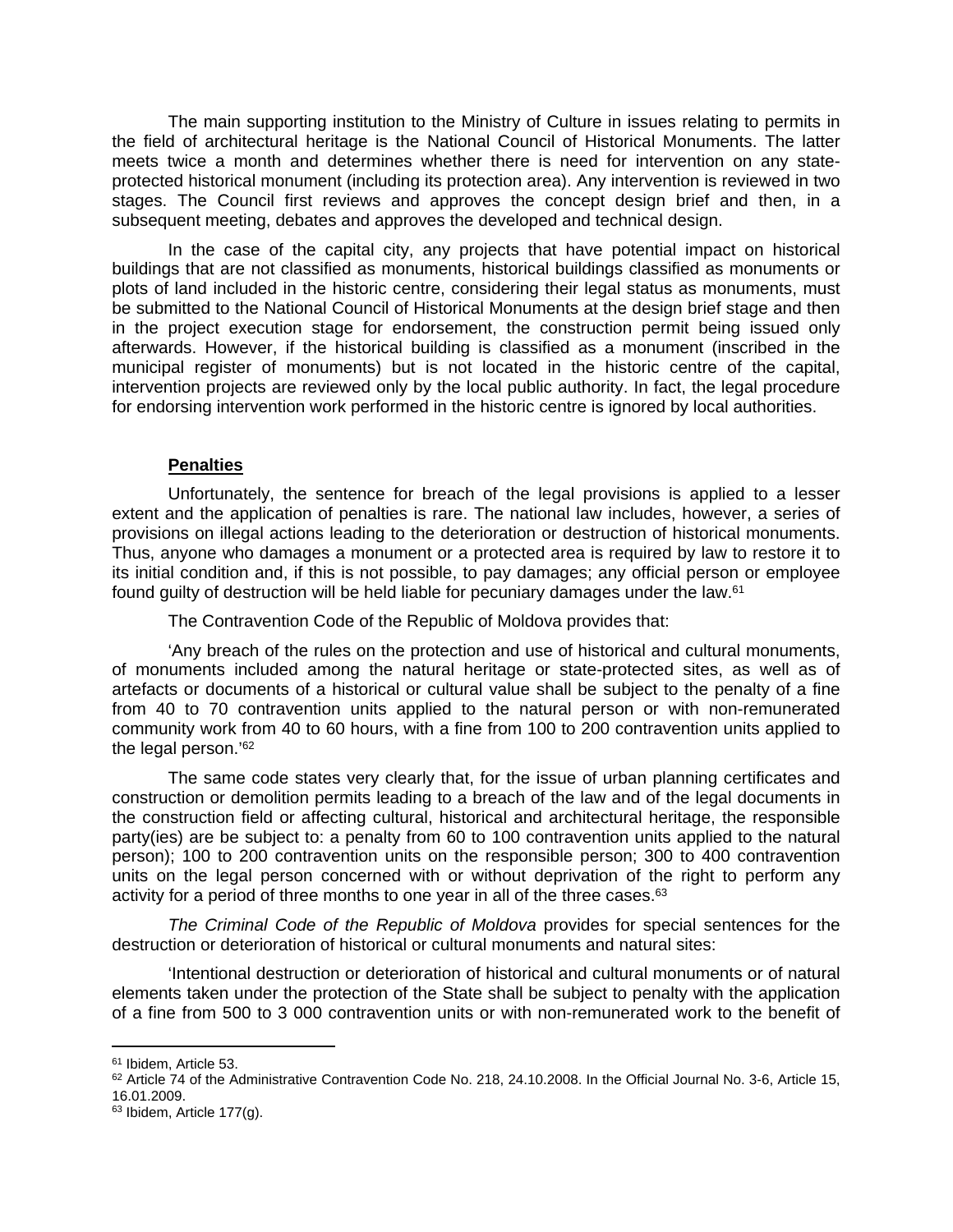The main supporting institution to the Ministry of Culture in issues relating to permits in the field of architectural heritage is the National Council of Historical Monuments. The latter meets twice a month and determines whether there is need for intervention on any state-protected historical monument (including its protection area). Any intervention is reviewed in two stages. The Council first reviews and approves the concept design brief and then, in a subsequent meeting, debates and approves the developed and technical design.

In the case of the capital city, any projects that have potential impact on historical buildings that are not classified as monuments, historical buildings classified as monuments or plots of land included in the historic centre, considering their legal status as monuments, must be submitted to the National Council of Historical Monuments at the design brief stage and then in the project execution stage for endorsement, the construction permit being issued only afterwards. However, if the historical building is classified as a monument (inscribed in the municipal register of monuments) but is not located in the historic centre of the capital, intervention projects are reviewed only by the local public authority. In fact, the legal procedure for endorsing intervention work performed in the historic centre is ignored by local authorities.

**Penalties**

Unfortunately, the sentence for breach of the legal provisions is applied to a lesser extent and the application of penalties is rare. The national law includes, however, a series of provisions on illegal actions leading to the deterioration or destruction of historical monuments. Thus, anyone who damages a monument or a protected area is required by law to restore it to its initial condition and, if this is not possible, to pay damages; any official person or employee found guilty of destruction will be held liable for pecuniary damages under the law.[61]

The Contravention Code of the Republic of Moldova provides that:

'Any breach of the rules on the protection and use of historical and cultural monuments, of monuments included among the natural heritage or state-protected sites, as well as of artefacts or documents of a historical or cultural value shall be subject to the penalty of a fine from 40 to 70 contravention units applied to the natural person or with non-remunerated community work from 40 to 60 hours, with a fine from 100 to 200 contravention units applied to the legal person.'[62]

The same code states very clearly that, for the issue of urban planning certificates and construction or demolition permits leading to a breach of the law and of the legal documents in the construction field or affecting cultural, historical and architectural heritage, the responsible party(ies) are be subject to: a penalty from 60 to 100 contravention units applied to the natural person); 100 to 200 contravention units on the responsible person; 300 to 400 contravention units on the legal person concerned with or without deprivation of the right to perform any activity for a period of three months to one year in all of the three cases.[63]

*The Criminal Code of the Republic of Moldova* provides for special sentences for the destruction or deterioration of historical or cultural monuments and natural sites:

'Intentional destruction or deterioration of historical and cultural monuments or of natural elements taken under the protection of the State shall be subject to penalty with the application of a fine from 500 to 3 000 contravention units or with non-remunerated work to the benefit of

---

[61] Ibidem, Article 53.

[62] Article 74 of the Administrative Contravention Code No. 218, 24.10.2008. In the Official Journal No. 3-6, Article 15, 16.01.2009.

[63] Ibidem, Article 177(g).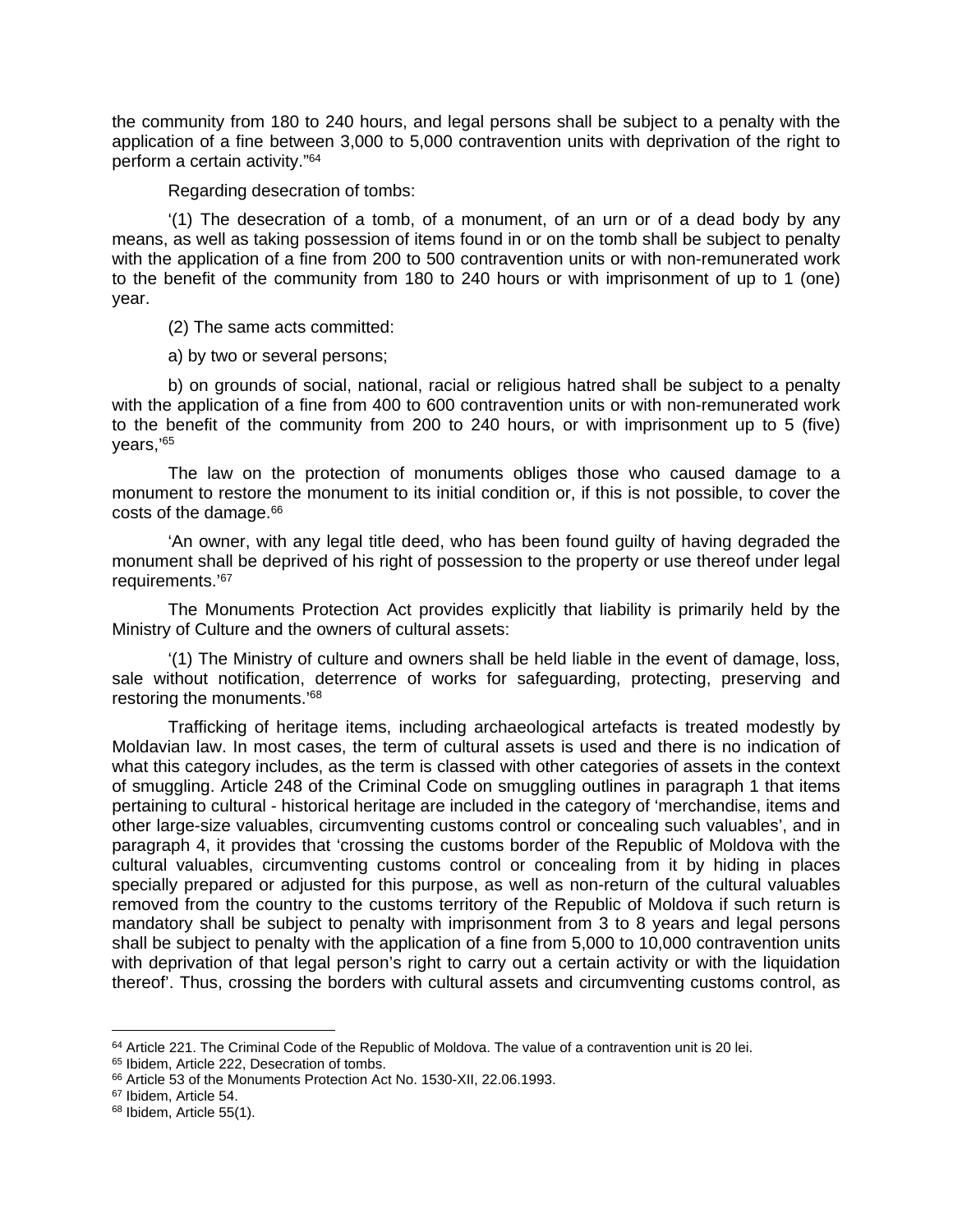the community from 180 to 240 hours, and legal persons shall be subject to a penalty with the application of a fine between 3,000 to 5,000 contravention units with deprivation of the right to perform a certain activity."[64]

Regarding desecration of tombs:

'(1) The desecration of a tomb, of a monument, of an urn or of a dead body by any means, as well as taking possession of items found in or on the tomb shall be subject to penalty with the application of a fine from 200 to 500 contravention units or with non-remunerated work to the benefit of the community from 180 to 240 hours or with imprisonment of up to 1 (one) year.

(2) The same acts committed:

a) by two or several persons;

b) on grounds of social, national, racial or religious hatred shall be subject to a penalty with the application of a fine from 400 to 600 contravention units or with non-remunerated work to the benefit of the community from 200 to 240 hours, or with imprisonment up to 5 (five) years,'[65]

The law on the protection of monuments obliges those who caused damage to a monument to restore the monument to its initial condition or, if this is not possible, to cover the costs of the damage.[66]

'An owner, with any legal title deed, who has been found guilty of having degraded the monument shall be deprived of his right of possession to the property or use thereof under legal requirements.'[67]

The Monuments Protection Act provides explicitly that liability is primarily held by the Ministry of Culture and the owners of cultural assets:

'(1) The Ministry of culture and owners shall be held liable in the event of damage, loss, sale without notification, deterrence of works for safeguarding, protecting, preserving and restoring the monuments.'[68]

Trafficking of heritage items, including archaeological artefacts is treated modestly by Moldavian law. In most cases, the term of cultural assets is used and there is no indication of what this category includes, as the term is classed with other categories of assets in the context of smuggling. Article 248 of the Criminal Code on smuggling outlines in paragraph 1 that items pertaining to cultural - historical heritage are included in the category of 'merchandise, items and other large-size valuables, circumventing customs control or concealing such valuables', and in paragraph 4, it provides that 'crossing the customs border of the Republic of Moldova with the cultural valuables, circumventing customs control or concealing from it by hiding in places specially prepared or adjusted for this purpose, as well as non-return of the cultural valuables removed from the country to the customs territory of the Republic of Moldova if such return is mandatory shall be subject to penalty with imprisonment from 3 to 8 years and legal persons shall be subject to penalty with the application of a fine from 5,000 to 10,000 contravention units with deprivation of that legal person's right to carry out a certain activity or with the liquidation thereof'. Thus, crossing the borders with cultural assets and circumventing customs control, as

---

[64] Article 221. The Criminal Code of the Republic of Moldova. The value of a contravention unit is 20 lei.

[65] Ibidem, Article 222, Desecration of tombs.

[66] Article 53 of the Monuments Protection Act No. 1530-XII, 22.06.1993.

[67] Ibidem, Article 54.

[68] Ibidem, Article 55(1).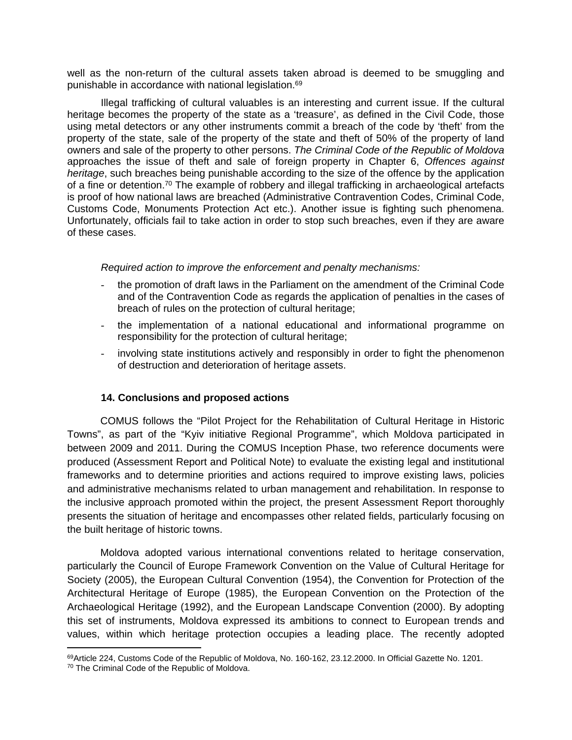well as the non-return of the cultural assets taken abroad is deemed to be smuggling and punishable in accordance with national legislation.[69]

Illegal trafficking of cultural valuables is an interesting and current issue. If the cultural heritage becomes the property of the state as a 'treasure', as defined in the Civil Code, those using metal detectors or any other instruments commit a breach of the code by 'theft' from the property of the state, sale of the property of the state and theft of 50% of the property of land owners and sale of the property to other persons. *The Criminal Code of the Republic of Moldova* approaches the issue of theft and sale of foreign property in Chapter 6, *Offences against heritage*, such breaches being punishable according to the size of the offence by the application of a fine or detention.[70] The example of robbery and illegal trafficking in archaeological artefacts is proof of how national laws are breached (Administrative Contravention Codes, Criminal Code, Customs Code, Monuments Protection Act etc.). Another issue is fighting such phenomena. Unfortunately, officials fail to take action in order to stop such breaches, even if they are aware of these cases.

*Required action to improve the enforcement and penalty mechanisms:*

- the promotion of draft laws in the Parliament on the amendment of the Criminal Code and of the Contravention Code as regards the application of penalties in the cases of breach of rules on the protection of cultural heritage;
- the implementation of a national educational and informational programme on responsibility for the protection of cultural heritage;
- involving state institutions actively and responsibly in order to fight the phenomenon of destruction and deterioration of heritage assets.

## 14. Conclusions and proposed actions

COMUS follows the "Pilot Project for the Rehabilitation of Cultural Heritage in Historic Towns", as part of the "Kyiv initiative Regional Programme", which Moldova participated in between 2009 and 2011. During the COMUS Inception Phase, two reference documents were produced (Assessment Report and Political Note) to evaluate the existing legal and institutional frameworks and to determine priorities and actions required to improve existing laws, policies and administrative mechanisms related to urban management and rehabilitation. In response to the inclusive approach promoted within the project, the present Assessment Report thoroughly presents the situation of heritage and encompasses other related fields, particularly focusing on the built heritage of historic towns.

Moldova adopted various international conventions related to heritage conservation, particularly the Council of Europe Framework Convention on the Value of Cultural Heritage for Society (2005), the European Cultural Convention (1954), the Convention for Protection of the Architectural Heritage of Europe (1985), the European Convention on the Protection of the Archaeological Heritage (1992), and the European Landscape Convention (2000). By adopting this set of instruments, Moldova expressed its ambitions to connect to European trends and values, within which heritage protection occupies a leading place. The recently adopted

[69] Article 224, Customs Code of the Republic of Moldova, No. 160-162, 23.12.2000. In Official Gazette No. 1201.

[70] The Criminal Code of the Republic of Moldova.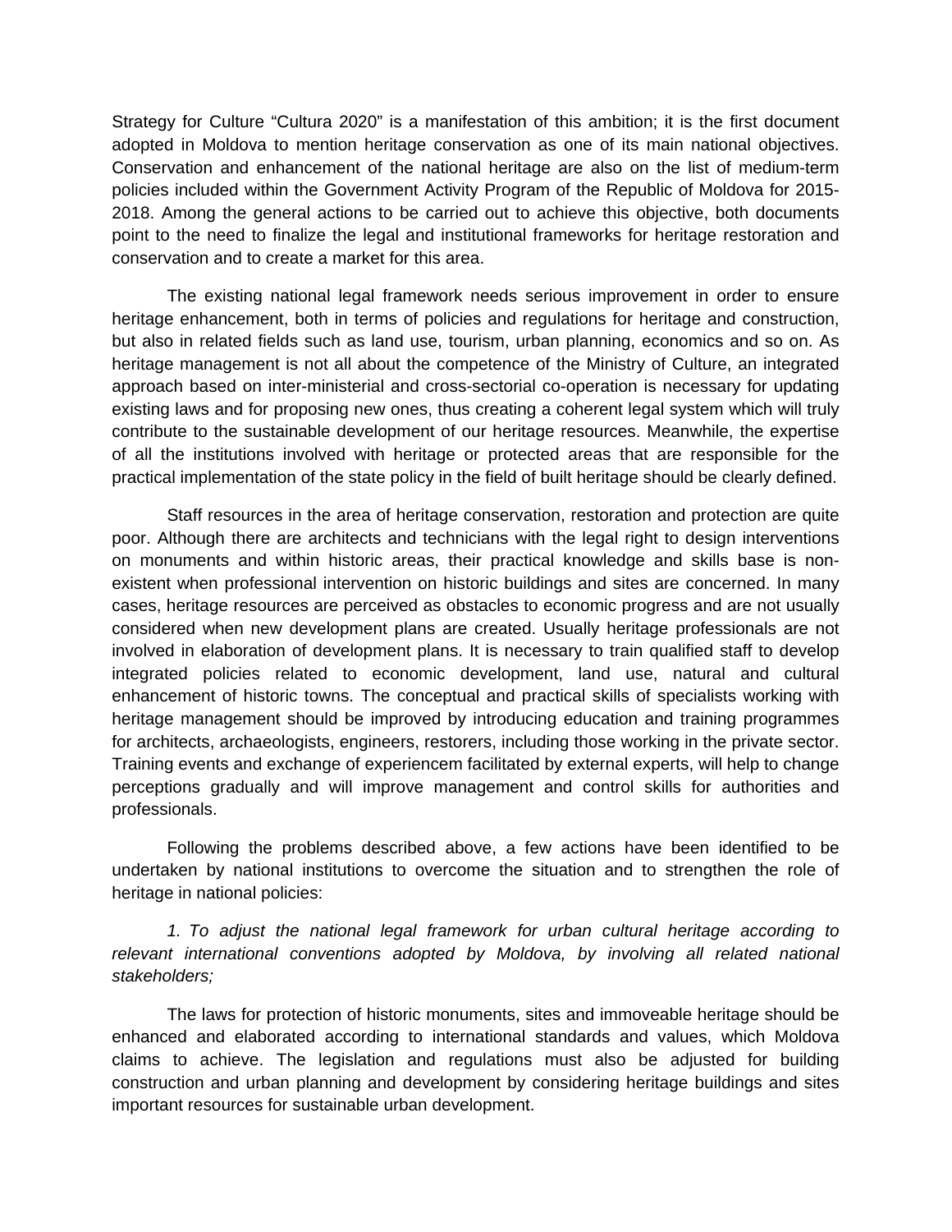Strategy for Culture “Cultura 2020” is a manifestation of this ambition; it is the first document adopted in Moldova to mention heritage conservation as one of its main national objectives. Conservation and enhancement of the national heritage are also on the list of medium-term policies included within the Government Activity Program of the Republic of Moldova for 2015-2018. Among the general actions to be carried out to achieve this objective, both documents point to the need to finalize the legal and institutional frameworks for heritage restoration and conservation and to create a market for this area.

The existing national legal framework needs serious improvement in order to ensure heritage enhancement, both in terms of policies and regulations for heritage and construction, but also in related fields such as land use, tourism, urban planning, economics and so on. As heritage management is not all about the competence of the Ministry of Culture, an integrated approach based on inter-ministerial and cross-sectorial co-operation is necessary for updating existing laws and for proposing new ones, thus creating a coherent legal system which will truly contribute to the sustainable development of our heritage resources. Meanwhile, the expertise of all the institutions involved with heritage or protected areas that are responsible for the practical implementation of the state policy in the field of built heritage should be clearly defined.

Staff resources in the area of heritage conservation, restoration and protection are quite poor. Although there are architects and technicians with the legal right to design interventions on monuments and within historic areas, their practical knowledge and skills base is non-existent when professional intervention on historic buildings and sites are concerned. In many cases, heritage resources are perceived as obstacles to economic progress and are not usually considered when new development plans are created. Usually heritage professionals are not involved in elaboration of development plans. It is necessary to train qualified staff to develop integrated policies related to economic development, land use, natural and cultural enhancement of historic towns. The conceptual and practical skills of specialists working with heritage management should be improved by introducing education and training programmes for architects, archaeologists, engineers, restorers, including those working in the private sector. Training events and exchange of experiencem facilitated by external experts, will help to change perceptions gradually and will improve management and control skills for authorities and professionals.

Following the problems described above, a few actions have been identified to be undertaken by national institutions to overcome the situation and to strengthen the role of heritage in national policies:

*1. To adjust the national legal framework for urban cultural heritage according to relevant international conventions adopted by Moldova, by involving all related national stakeholders;*

The laws for protection of historic monuments, sites and immoveable heritage should be enhanced and elaborated according to international standards and values, which Moldova claims to achieve. The legislation and regulations must also be adjusted for building construction and urban planning and development by considering heritage buildings and sites important resources for sustainable urban development.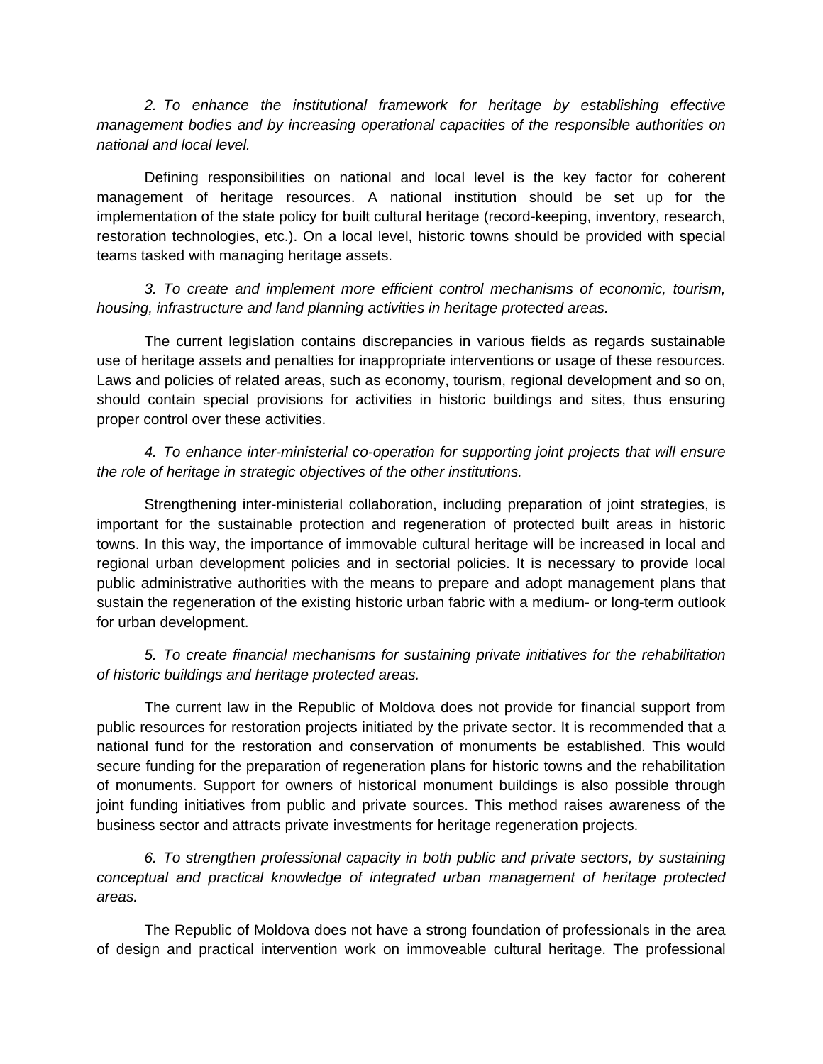*2. To enhance the institutional framework for heritage by establishing effective management bodies and by increasing operational capacities of the responsible authorities on national and local level.*

Defining responsibilities on national and local level is the key factor for coherent management of heritage resources. A national institution should be set up for the implementation of the state policy for built cultural heritage (record-keeping, inventory, research, restoration technologies, etc.). On a local level, historic towns should be provided with special teams tasked with managing heritage assets.

*3. To create and implement more efficient control mechanisms of economic, tourism, housing, infrastructure and land planning activities in heritage protected areas.*

The current legislation contains discrepancies in various fields as regards sustainable use of heritage assets and penalties for inappropriate interventions or usage of these resources. Laws and policies of related areas, such as economy, tourism, regional development and so on, should contain special provisions for activities in historic buildings and sites, thus ensuring proper control over these activities.

*4. To enhance inter-ministerial co-operation for supporting joint projects that will ensure the role of heritage in strategic objectives of the other institutions.*

Strengthening inter-ministerial collaboration, including preparation of joint strategies, is important for the sustainable protection and regeneration of protected built areas in historic towns. In this way, the importance of immovable cultural heritage will be increased in local and regional urban development policies and in sectorial policies. It is necessary to provide local public administrative authorities with the means to prepare and adopt management plans that sustain the regeneration of the existing historic urban fabric with a medium- or long-term outlook for urban development.

*5. To create financial mechanisms for sustaining private initiatives for the rehabilitation of historic buildings and heritage protected areas.*

The current law in the Republic of Moldova does not provide for financial support from public resources for restoration projects initiated by the private sector. It is recommended that a national fund for the restoration and conservation of monuments be established. This would secure funding for the preparation of regeneration plans for historic towns and the rehabilitation of monuments. Support for owners of historical monument buildings is also possible through joint funding initiatives from public and private sources. This method raises awareness of the business sector and attracts private investments for heritage regeneration projects.

*6. To strengthen professional capacity in both public and private sectors, by sustaining conceptual and practical knowledge of integrated urban management of heritage protected areas.*

The Republic of Moldova does not have a strong foundation of professionals in the area of design and practical intervention work on immoveable cultural heritage. The professional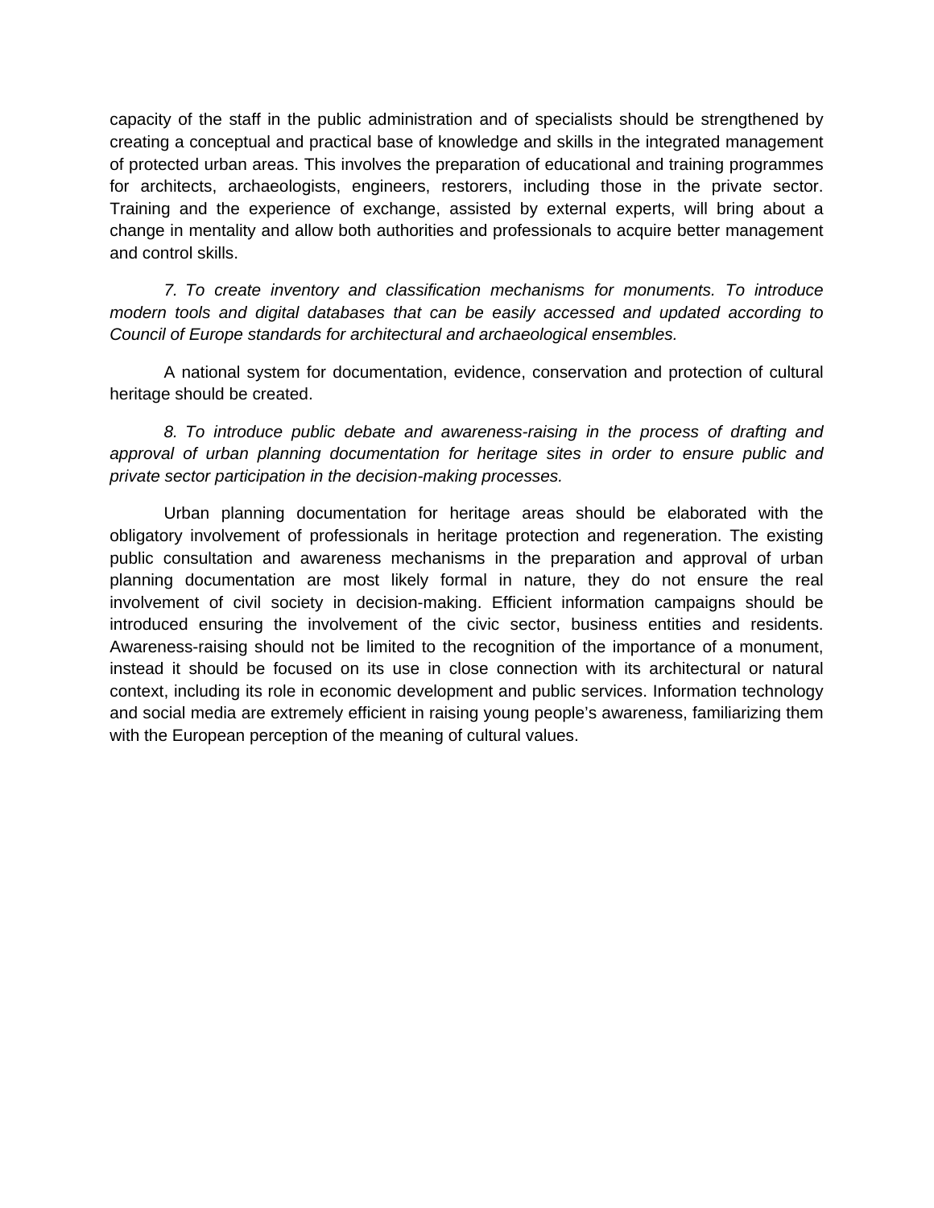capacity of the staff in the public administration and of specialists should be strengthened by creating a conceptual and practical base of knowledge and skills in the integrated management of protected urban areas. This involves the preparation of educational and training programmes for architects, archaeologists, engineers, restorers, including those in the private sector. Training and the experience of exchange, assisted by external experts, will bring about a change in mentality and allow both authorities and professionals to acquire better management and control skills.

*7. To create inventory and classification mechanisms for monuments. To introduce modern tools and digital databases that can be easily accessed and updated according to Council of Europe standards for architectural and archaeological ensembles.*

A national system for documentation, evidence, conservation and protection of cultural heritage should be created.

*8. To introduce public debate and awareness-raising in the process of drafting and approval of urban planning documentation for heritage sites in order to ensure public and private sector participation in the decision-making processes.*

Urban planning documentation for heritage areas should be elaborated with the obligatory involvement of professionals in heritage protection and regeneration. The existing public consultation and awareness mechanisms in the preparation and approval of urban planning documentation are most likely formal in nature, they do not ensure the real involvement of civil society in decision-making. Efficient information campaigns should be introduced ensuring the involvement of the civic sector, business entities and residents. Awareness-raising should not be limited to the recognition of the importance of a monument, instead it should be focused on its use in close connection with its architectural or natural context, including its role in economic development and public services. Information technology and social media are extremely efficient in raising young people's awareness, familiarizing them with the European perception of the meaning of cultural values.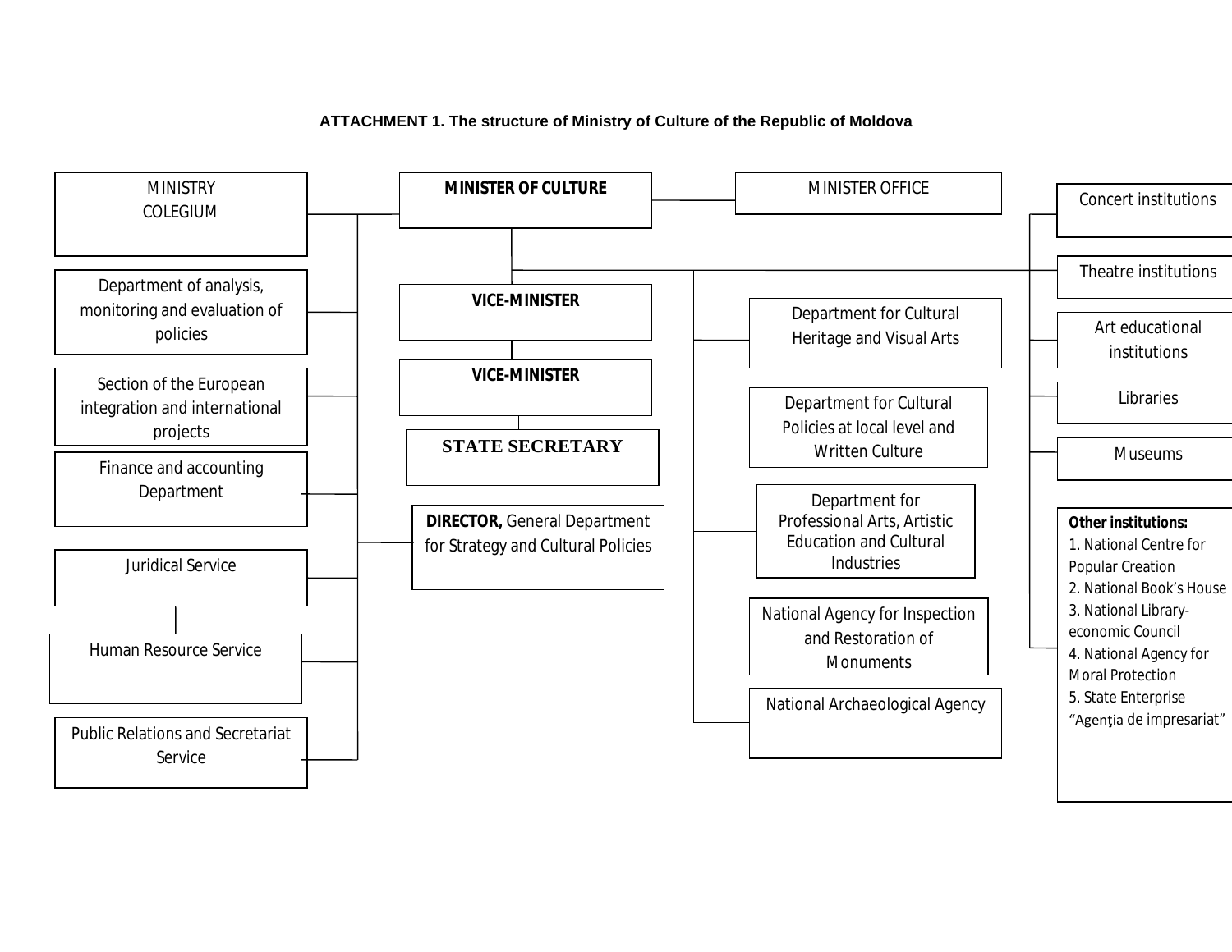**ATTACHMENT 1. The structure of Ministry of Culture of the Republic of Moldova**

MINISTRY COLEGIUM

**MINISTER OF CULTURE**

MINISTER OFFICE

Department of analysis, monitoring and evaluation of policies

Section of the European integration and international projects

Finance and accounting Department

Juridical Service

Human Resource Service

Public Relations and Secretariat Service

**VICE-MINISTER**

**VICE-MINISTER**

**STATE SECRETARY**

**DIRECTOR,** General Department for Strategy and Cultural Policies

Department for Cultural Heritage and Visual Arts

Department for Cultural Policies at local level and Written Culture

Department for Professional Arts, Artistic Education and Cultural Industries

National Agency for Inspection and Restoration of Monuments

National Archaeological Agency

Concert institutions

Theatre institutions

Art educational institutions

Libraries

Museums

**Other institutions:**

1. National Centre for Popular Creation
2. National Book's House
3. National Library-economic Council
4. National Agency for Moral Protection
5. State Enterprise "Agenţia de impresariat"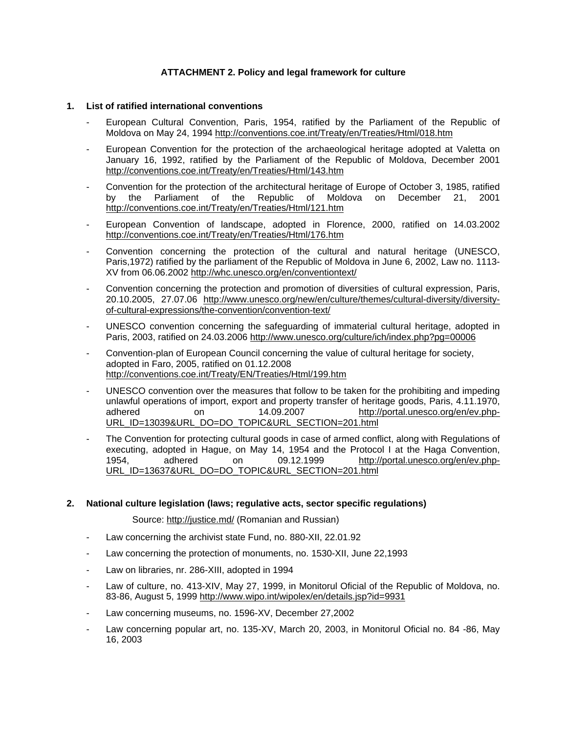**ATTACHMENT 2. Policy and legal framework for culture**

1. **List of ratified international conventions**

- European Cultural Convention, Paris, 1954, ratified by the Parliament of the Republic of Moldova on May 24, 1994 http://conventions.coe.int/Treaty/en/Treaties/Html/018.htm
- European Convention for the protection of the archaeological heritage adopted at Valetta on January 16, 1992, ratified by the Parliament of the Republic of Moldova, December 2001 http://conventions.coe.int/Treaty/en/Treaties/Html/143.htm
- Convention for the protection of the architectural heritage of Europe of October 3, 1985, ratified by the Parliament of the Republic of Moldova on December 21, 2001 http://conventions.coe.int/Treaty/en/Treaties/Html/121.htm
- European Convention of landscape, adopted in Florence, 2000, ratified on 14.03.2002 http://conventions.coe.int/Treaty/en/Treaties/Html/176.htm
- Convention concerning the protection of the cultural and natural heritage (UNESCO, Paris,1972) ratified by the parliament of the Republic of Moldova in June 6, 2002, Law no. 1113-XV from 06.06.2002 http://whc.unesco.org/en/conventiontext/
- Convention concerning the protection and promotion of diversities of cultural expression, Paris, 20.10.2005, 27.07.06 http://www.unesco.org/new/en/culture/themes/cultural-diversity/diversity-of-cultural-expressions/the-convention/convention-text/
- UNESCO convention concerning the safeguarding of immaterial cultural heritage, adopted in Paris, 2003, ratified on 24.03.2006 http://www.unesco.org/culture/ich/index.php?pg=00006
- Convention-plan of European Council concerning the value of cultural heritage for society, adopted in Faro, 2005, ratified on 01.12.2008 http://conventions.coe.int/Treaty/EN/Treaties/Html/199.htm
- UNESCO convention over the measures that follow to be taken for the prohibiting and impeding unlawful operations of import, export and property transfer of heritage goods, Paris, 4.11.1970, adhered on 14.09.2007 http://portal.unesco.org/en/ev.php-URL_ID=13039&URL_DO=DO_TOPIC&URL_SECTION=201.html
- The Convention for protecting cultural goods in case of armed conflict, along with Regulations of executing, adopted in Hague, on May 14, 1954 and the Protocol I at the Haga Convention, 1954, adhered on 09.12.1999 http://portal.unesco.org/en/ev.php-URL_ID=13637&URL_DO=DO_TOPIC&URL_SECTION=201.html

2. **National culture legislation (laws; regulative acts, sector specific regulations)**

Source: http://justice.md/ (Romanian and Russian)

- Law concerning the archivist state Fund, no. 880-XII, 22.01.92
- Law concerning the protection of monuments, no. 1530-XII, June 22,1993
- Law on libraries, nr. 286-XIII, adopted in 1994
- Law of culture, no. 413-XIV, May 27, 1999, in Monitorul Oficial of the Republic of Moldova, no. 83-86, August 5, 1999 http://www.wipo.int/wipolex/en/details.jsp?id=9931
- Law concerning museums, no. 1596-XV, December 27,2002
- Law concerning popular art, no. 135-XV, March 20, 2003, in Monitorul Oficial no. 84 -86, May 16, 2003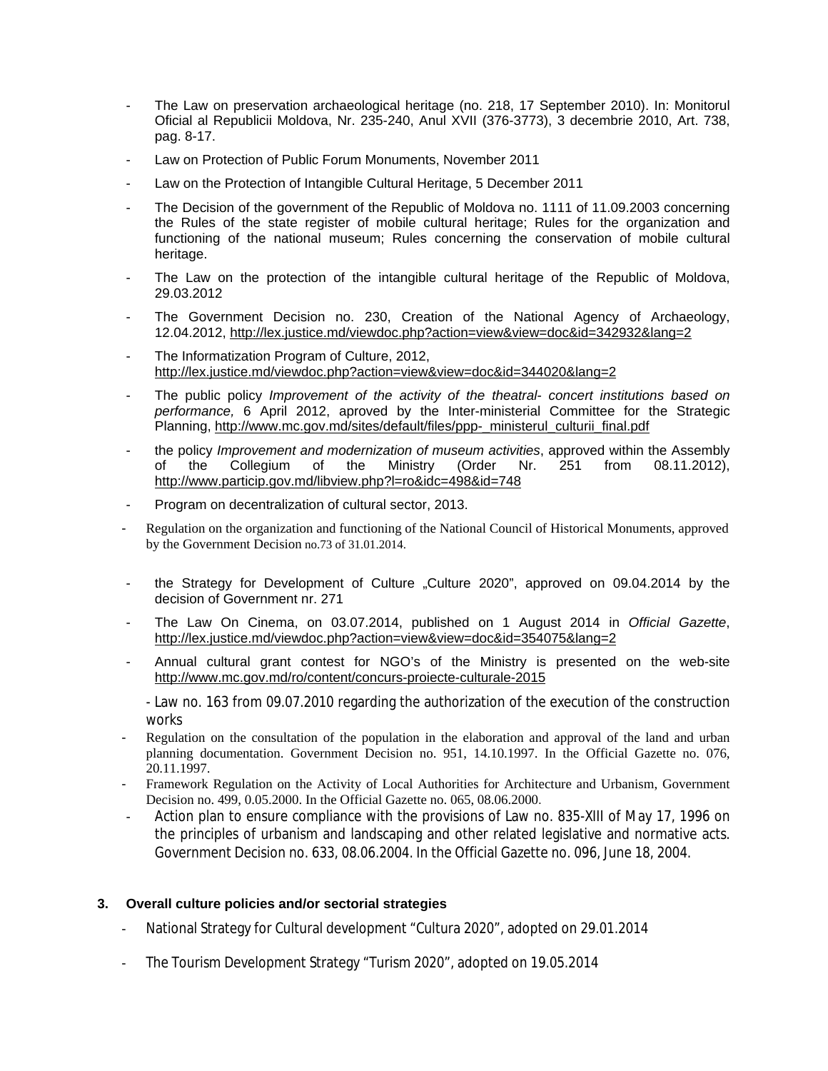- The Law on preservation archaeological heritage (no. 218, 17 September 2010). In: Monitorul Oficial al Republicii Moldova, Nr. 235-240, Anul XVII (376-3773), 3 decembrie 2010, Art. 738, pag. 8-17.
- Law on Protection of Public Forum Monuments, November 2011
- Law on the Protection of Intangible Cultural Heritage, 5 December 2011
- The Decision of the government of the Republic of Moldova no. 1111 of 11.09.2003 concerning the Rules of the state register of mobile cultural heritage; Rules for the organization and functioning of the national museum; Rules concerning the conservation of mobile cultural heritage.
- The Law on the protection of the intangible cultural heritage of the Republic of Moldova, 29.03.2012
- The Government Decision no. 230, Creation of the National Agency of Archaeology, 12.04.2012, http://lex.justice.md/viewdoc.php?action=view&view=doc&id=342932&lang=2
- The Informatization Program of Culture, 2012, http://lex.justice.md/viewdoc.php?action=view&view=doc&id=344020&lang=2
- The public policy *Improvement of the activity of the theatral- concert institutions based on performance,* 6 April 2012, aproved by the Inter-ministerial Committee for the Strategic Planning, http://www.mc.gov.md/sites/default/files/ppp-_ministerul_culturii_final.pdf
- the policy *Improvement and modernization of museum activities*, approved within the Assembly of the Collegium of the Ministry (Order Nr. 251 from 08.11.2012), http://www.particip.gov.md/libview.php?l=ro&idc=498&id=748
- Program on decentralization of cultural sector, 2013.
- Regulation on the organization and functioning of the National Council of Historical Monuments, approved by the Government Decision no.73 of 31.01.2014.
- the Strategy for Development of Culture „Culture 2020", approved on 09.04.2014 by the decision of Government nr. 271
- The Law On Cinema, on 03.07.2014, published on 1 August 2014 in *Official Gazette*, http://lex.justice.md/viewdoc.php?action=view&view=doc&id=354075&lang=2
- Annual cultural grant contest for NGO's of the Ministry is presented on the web-site http://www.mc.gov.md/ro/content/concurs-proiecte-culturale-2015
- Law no. 163 from 09.07.2010 regarding the authorization of the execution of the construction works
- Regulation on the consultation of the population in the elaboration and approval of the land and urban planning documentation. Government Decision no. 951, 14.10.1997. In the Official Gazette no. 076, 20.11.1997.
- Framework Regulation on the Activity of Local Authorities for Architecture and Urbanism, Government Decision no. 499, 0.05.2000. In the Official Gazette no. 065, 08.06.2000.
- Action plan to ensure compliance with the provisions of Law no. 835-XIII of May 17, 1996 on the principles of urbanism and landscaping and other related legislative and normative acts. Government Decision no. 633, 08.06.2004. In the Official Gazette no. 096, June 18, 2004.

### 3. Overall culture policies and/or sectorial strategies

- National Strategy for Cultural development "Cultura 2020", adopted on 29.01.2014
- The Tourism Development Strategy "Turism 2020", adopted on 19.05.2014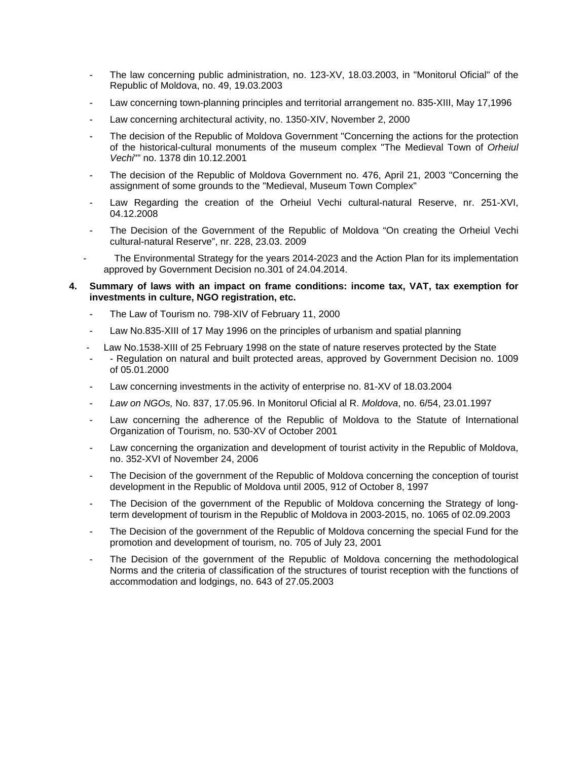- The law concerning public administration, no. 123-XV, 18.03.2003, in "Monitorul Oficial" of the Republic of Moldova, no. 49, 19.03.2003
- Law concerning town-planning principles and territorial arrangement no. 835-XIII, May 17,1996
- Law concerning architectural activity, no. 1350-XIV, November 2, 2000
- The decision of the Republic of Moldova Government "Concerning the actions for the protection of the historical-cultural monuments of the museum complex "The Medieval Town of *Orheiul Vechi*"" no. 1378 din 10.12.2001
- The decision of the Republic of Moldova Government no. 476, April 21, 2003 "Concerning the assignment of some grounds to the "Medieval, Museum Town Complex"
- Law Regarding the creation of the Orheiul Vechi cultural-natural Reserve, nr. 251-XVI, 04.12.2008
- The Decision of the Government of the Republic of Moldova "On creating the Orheiul Vechi cultural-natural Reserve", nr. 228, 23.03. 2009
- The Environmental Strategy for the years 2014-2023 and the Action Plan for its implementation approved by Government Decision no.301 of 24.04.2014.

**4. Summary of laws with an impact on frame conditions: income tax, VAT, tax exemption for investments in culture, NGO registration, etc.**

- The Law of Tourism no. 798-XIV of February 11, 2000
- Law No.835-XIII of 17 May 1996 on the principles of urbanism and spatial planning
- Law No.1538-XIII of 25 February 1998 on the state of nature reserves protected by the State
- - Regulation on natural and built protected areas, approved by Government Decision no. 1009 of 05.01.2000
- Law concerning investments in the activity of enterprise no. 81-XV of 18.03.2004
- *Law on NGOs,* No. 837, 17.05.96. In Monitorul Oficial al R. *Moldova*, no. 6/54, 23.01.1997
- Law concerning the adherence of the Republic of Moldova to the Statute of International Organization of Tourism, no. 530-XV of October 2001
- Law concerning the organization and development of tourist activity in the Republic of Moldova, no. 352-XVI of November 24, 2006
- The Decision of the government of the Republic of Moldova concerning the conception of tourist development in the Republic of Moldova until 2005, 912 of October 8, 1997
- The Decision of the government of the Republic of Moldova concerning the Strategy of long-term development of tourism in the Republic of Moldova in 2003-2015, no. 1065 of 02.09.2003
- The Decision of the government of the Republic of Moldova concerning the special Fund for the promotion and development of tourism, no. 705 of July 23, 2001
- The Decision of the government of the Republic of Moldova concerning the methodological Norms and the criteria of classification of the structures of tourist reception with the functions of accommodation and lodgings, no. 643 of 27.05.2003